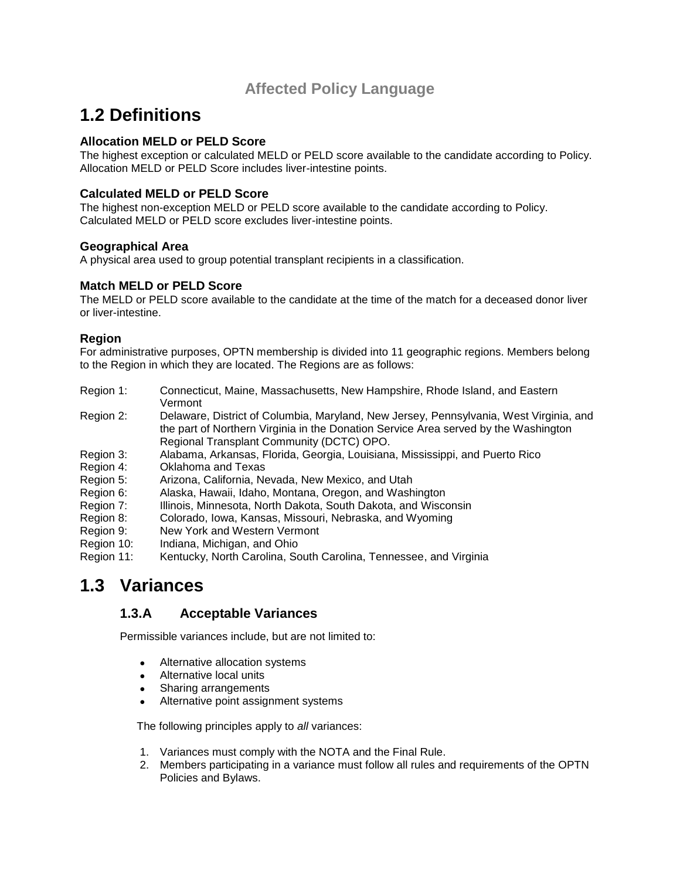## Affected Policy Language

# 1.2 Definitions

### Allocation MELD or PELD Score

The highest exception or calculated MELD or PELD score available to the candidate according to Policy. Allocation MELD or PELD Score includes liver-intestine points.

### Calculated MELD or PELD Score

The highest non-exception MELD or PELD score available to the candidate according to Policy. Calculated MELD or PELD score excludes liver-intestine points.

### Geographical Area

A physical area used to group potential transplant recipients in a classification.

### Match MELD or PELD Score

The MELD or PELD score available to the candidate at the time of the match for a deceased donor liver or liver-intestine.

### Region

For administrative purposes, OPTN membership is divided into 11 geographic regions. Members belong to the Region in which they are located. The Regions are as follows:

| | |
|---|---|
| Region 1: | Connecticut, Maine, Massachusetts, New Hampshire, Rhode Island, and Eastern Vermont |
| Region 2: | Delaware, District of Columbia, Maryland, New Jersey, Pennsylvania, West Virginia, and the part of Northern Virginia in the Donation Service Area served by the Washington Regional Transplant Community (DCTC) OPO. |
| Region 3: | Alabama, Arkansas, Florida, Georgia, Louisiana, Mississippi, and Puerto Rico |
| Region 4: | Oklahoma and Texas |
| Region 5: | Arizona, California, Nevada, New Mexico, and Utah |
| Region 6: | Alaska, Hawaii, Idaho, Montana, Oregon, and Washington |
| Region 7: | Illinois, Minnesota, North Dakota, South Dakota, and Wisconsin |
| Region 8: | Colorado, Iowa, Kansas, Missouri, Nebraska, and Wyoming |
| Region 9: | New York and Western Vermont |
| Region 10: | Indiana, Michigan, and Ohio |
| Region 11: | Kentucky, North Carolina, South Carolina, Tennessee, and Virginia |

# 1.3 Variances

## 1.3.A Acceptable Variances

Permissible variances include, but are not limited to:

- Alternative allocation systems
- Alternative local units
- Sharing arrangements
- Alternative point assignment systems

The following principles apply to *all* variances:

1. Variances must comply with the NOTA and the Final Rule.
2. Members participating in a variance must follow all rules and requirements of the OPTN Policies and Bylaws.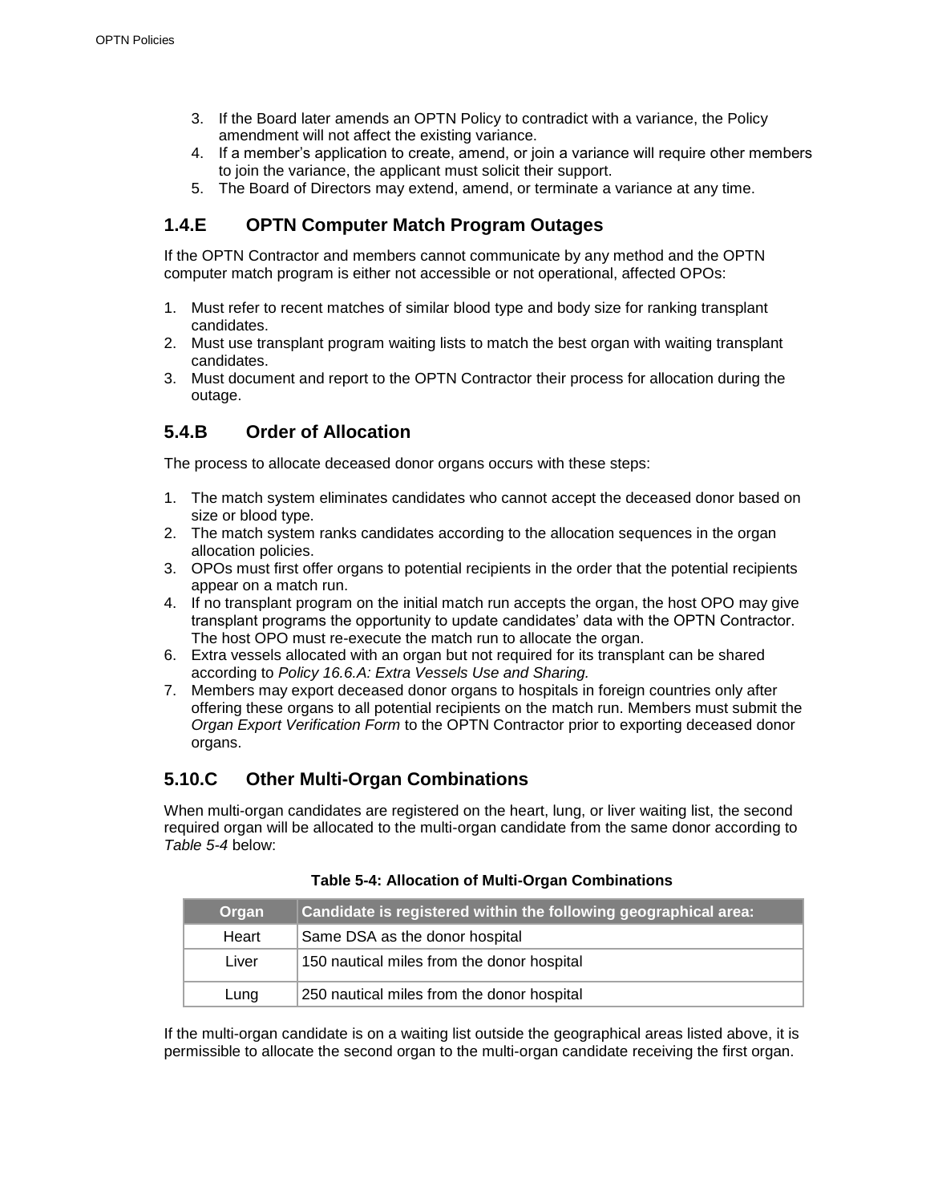3. If the Board later amends an OPTN Policy to contradict with a variance, the Policy amendment will not affect the existing variance.
4. If a member's application to create, amend, or join a variance will require other members to join the variance, the applicant must solicit their support.
5. The Board of Directors may extend, amend, or terminate a variance at any time.

## 1.4.E OPTN Computer Match Program Outages

If the OPTN Contractor and members cannot communicate by any method and the OPTN computer match program is either not accessible or not operational, affected OPOs:

1. Must refer to recent matches of similar blood type and body size for ranking transplant candidates.
2. Must use transplant program waiting lists to match the best organ with waiting transplant candidates.
3. Must document and report to the OPTN Contractor their process for allocation during the outage.

## 5.4.B Order of Allocation

The process to allocate deceased donor organs occurs with these steps:

1. The match system eliminates candidates who cannot accept the deceased donor based on size or blood type.
2. The match system ranks candidates according to the allocation sequences in the organ allocation policies.
3. OPOs must first offer organs to potential recipients in the order that the potential recipients appear on a match run.
4. If no transplant program on the initial match run accepts the organ, the host OPO may give transplant programs the opportunity to update candidates' data with the OPTN Contractor. The host OPO must re-execute the match run to allocate the organ.
6. Extra vessels allocated with an organ but not required for its transplant can be shared according to *Policy 16.6.A: Extra Vessels Use and Sharing.*
7. Members may export deceased donor organs to hospitals in foreign countries only after offering these organs to all potential recipients on the match run. Members must submit the *Organ Export Verification Form* to the OPTN Contractor prior to exporting deceased donor organs.

## 5.10.C Other Multi-Organ Combinations

When multi-organ candidates are registered on the heart, lung, or liver waiting list, the second required organ will be allocated to the multi-organ candidate from the same donor according to *Table 5-4* below:

**Table 5-4: Allocation of Multi-Organ Combinations**

| Organ | Candidate is registered within the following geographical area: |
|---|---|
| Heart | Same DSA as the donor hospital |
| Liver | 150 nautical miles from the donor hospital |
| Lung | 250 nautical miles from the donor hospital |

If the multi-organ candidate is on a waiting list outside the geographical areas listed above, it is permissible to allocate the second organ to the multi-organ candidate receiving the first organ.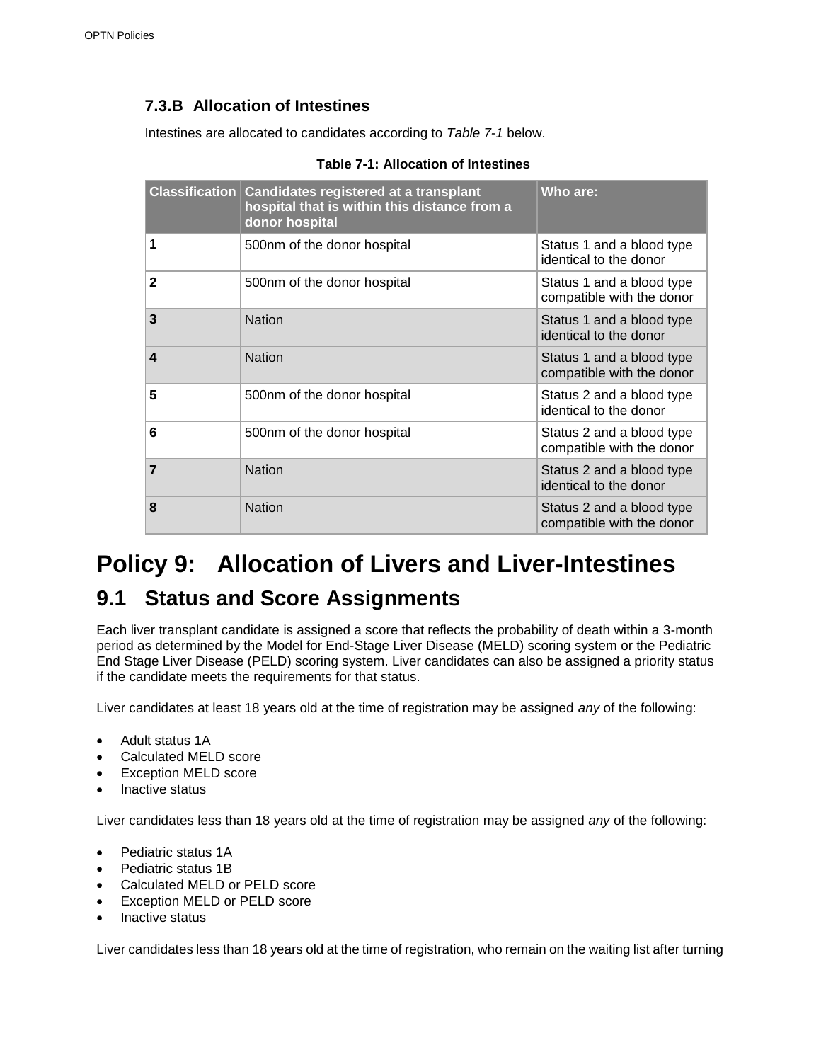### 7.3.B Allocation of Intestines

Intestines are allocated to candidates according to *Table 7-1* below.

**Table 7-1: Allocation of Intestines**

| Classification | Candidates registered at a transplant hospital that is within this distance from a donor hospital | Who are: |
|---|---|---|
| **1** | 500nm of the donor hospital | Status 1 and a blood type identical to the donor |
| **2** | 500nm of the donor hospital | Status 1 and a blood type compatible with the donor |
| **3** | Nation | Status 1 and a blood type identical to the donor |
| **4** | Nation | Status 1 and a blood type compatible with the donor |
| **5** | 500nm of the donor hospital | Status 2 and a blood type identical to the donor |
| **6** | 500nm of the donor hospital | Status 2 and a blood type compatible with the donor |
| **7** | Nation | Status 2 and a blood type identical to the donor |
| **8** | Nation | Status 2 and a blood type compatible with the donor |

# Policy 9: Allocation of Livers and Liver-Intestines

## 9.1 Status and Score Assignments

Each liver transplant candidate is assigned a score that reflects the probability of death within a 3-month period as determined by the Model for End-Stage Liver Disease (MELD) scoring system or the Pediatric End Stage Liver Disease (PELD) scoring system. Liver candidates can also be assigned a priority status if the candidate meets the requirements for that status.

Liver candidates at least 18 years old at the time of registration may be assigned *any* of the following:

- Adult status 1A
- Calculated MELD score
- Exception MELD score
- Inactive status

Liver candidates less than 18 years old at the time of registration may be assigned *any* of the following:

- Pediatric status 1A
- Pediatric status 1B
- Calculated MELD or PELD score
- Exception MELD or PELD score
- Inactive status

Liver candidates less than 18 years old at the time of registration, who remain on the waiting list after turning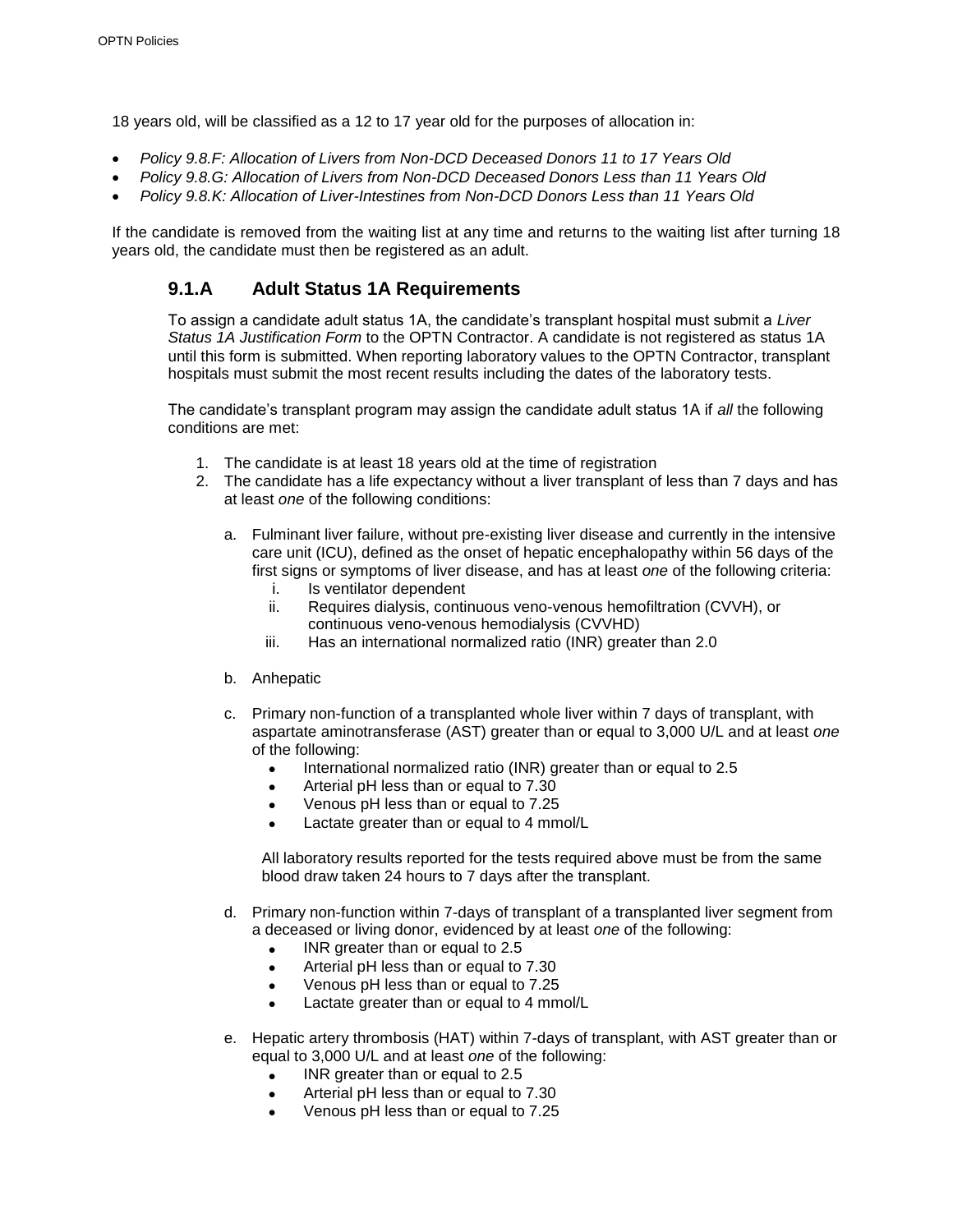18 years old, will be classified as a 12 to 17 year old for the purposes of allocation in:

- *Policy 9.8.F: Allocation of Livers from Non-DCD Deceased Donors 11 to 17 Years Old*
- *Policy 9.8.G: Allocation of Livers from Non-DCD Deceased Donors Less than 11 Years Old*
- *Policy 9.8.K: Allocation of Liver-Intestines from Non-DCD Donors Less than 11 Years Old*

If the candidate is removed from the waiting list at any time and returns to the waiting list after turning 18 years old, the candidate must then be registered as an adult.

## 9.1.A Adult Status 1A Requirements

To assign a candidate adult status 1A, the candidate's transplant hospital must submit a *Liver Status 1A Justification Form* to the OPTN Contractor. A candidate is not registered as status 1A until this form is submitted. When reporting laboratory values to the OPTN Contractor, transplant hospitals must submit the most recent results including the dates of the laboratory tests.

The candidate's transplant program may assign the candidate adult status 1A if *all* the following conditions are met:

1. The candidate is at least 18 years old at the time of registration
2. The candidate has a life expectancy without a liver transplant of less than 7 days and has at least *one* of the following conditions:

   a. Fulminant liver failure, without pre-existing liver disease and currently in the intensive care unit (ICU), defined as the onset of hepatic encephalopathy within 56 days of the first signs or symptoms of liver disease, and has at least *one* of the following criteria:
      i. Is ventilator dependent
      ii. Requires dialysis, continuous veno-venous hemofiltration (CVVH), or continuous veno-venous hemodialysis (CVVHD)
      iii. Has an international normalized ratio (INR) greater than 2.0

   b. Anhepatic

   c. Primary non-function of a transplanted whole liver within 7 days of transplant, with aspartate aminotransferase (AST) greater than or equal to 3,000 U/L and at least *one* of the following:
      - International normalized ratio (INR) greater than or equal to 2.5
      - Arterial pH less than or equal to 7.30
      - Venous pH less than or equal to 7.25
      - Lactate greater than or equal to 4 mmol/L

      All laboratory results reported for the tests required above must be from the same blood draw taken 24 hours to 7 days after the transplant.

   d. Primary non-function within 7-days of transplant of a transplanted liver segment from a deceased or living donor, evidenced by at least *one* of the following:
      - INR greater than or equal to 2.5
      - Arterial pH less than or equal to 7.30
      - Venous pH less than or equal to 7.25
      - Lactate greater than or equal to 4 mmol/L

   e. Hepatic artery thrombosis (HAT) within 7-days of transplant, with AST greater than or equal to 3,000 U/L and at least *one* of the following:
      - INR greater than or equal to 2.5
      - Arterial pH less than or equal to 7.30
      - Venous pH less than or equal to 7.25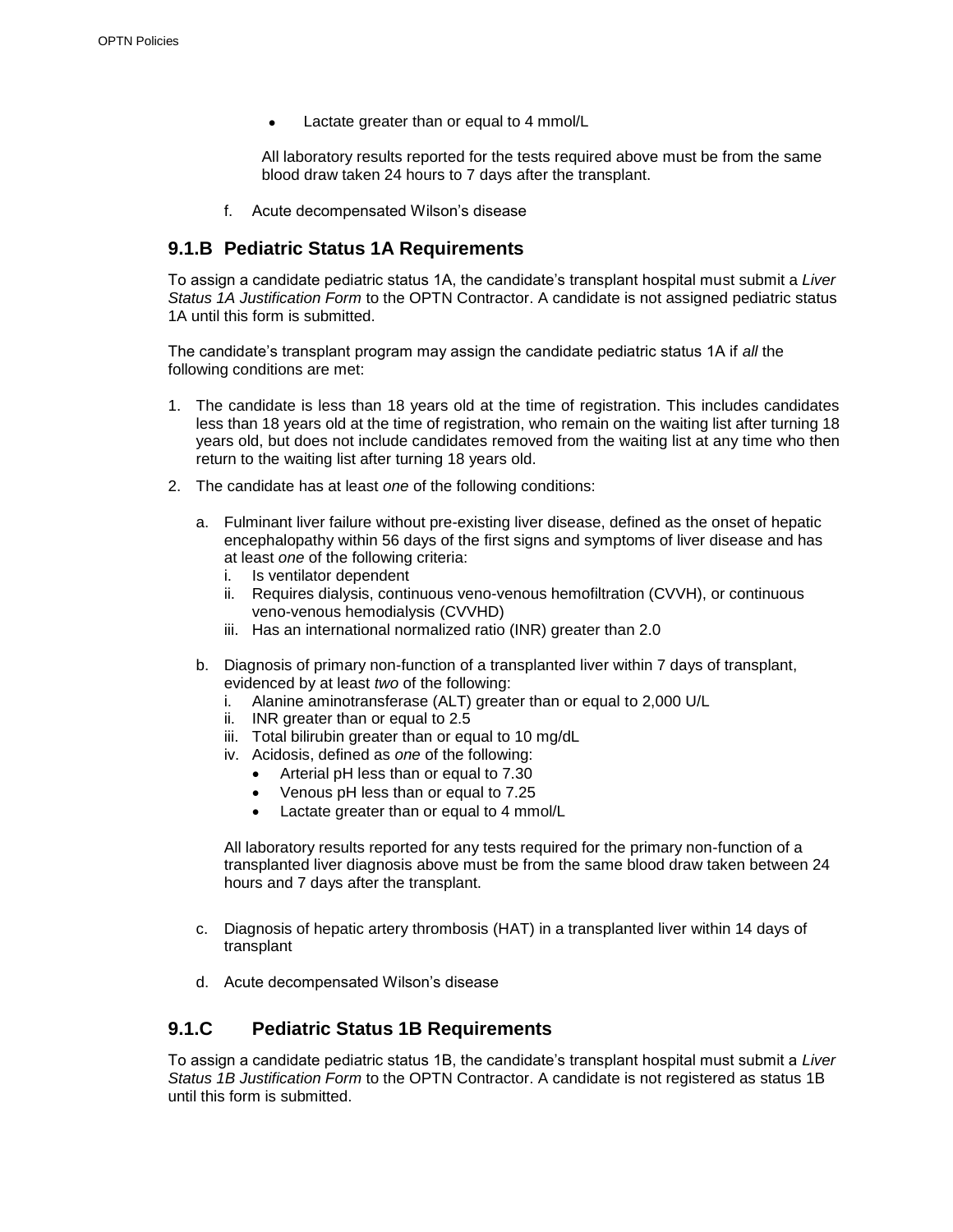- Lactate greater than or equal to 4 mmol/L

  All laboratory results reported for the tests required above must be from the same blood draw taken 24 hours to 7 days after the transplant.

f. Acute decompensated Wilson's disease

## 9.1.B Pediatric Status 1A Requirements

To assign a candidate pediatric status 1A, the candidate's transplant hospital must submit a *Liver Status 1A Justification Form* to the OPTN Contractor. A candidate is not assigned pediatric status 1A until this form is submitted.

The candidate's transplant program may assign the candidate pediatric status 1A if *all* the following conditions are met:

1. The candidate is less than 18 years old at the time of registration. This includes candidates less than 18 years old at the time of registration, who remain on the waiting list after turning 18 years old, but does not include candidates removed from the waiting list at any time who then return to the waiting list after turning 18 years old.
2. The candidate has at least *one* of the following conditions:

   a. Fulminant liver failure without pre-existing liver disease, defined as the onset of hepatic encephalopathy within 56 days of the first signs and symptoms of liver disease and has at least *one* of the following criteria:
      i. Is ventilator dependent
      ii. Requires dialysis, continuous veno-venous hemofiltration (CVVH), or continuous veno-venous hemodialysis (CVVHD)
      iii. Has an international normalized ratio (INR) greater than 2.0

   b. Diagnosis of primary non-function of a transplanted liver within 7 days of transplant, evidenced by at least *two* of the following:
      i. Alanine aminotransferase (ALT) greater than or equal to 2,000 U/L
      ii. INR greater than or equal to 2.5
      iii. Total bilirubin greater than or equal to 10 mg/dL
      iv. Acidosis, defined as *one* of the following:
         - Arterial pH less than or equal to 7.30
         - Venous pH less than or equal to 7.25
         - Lactate greater than or equal to 4 mmol/L

      All laboratory results reported for any tests required for the primary non-function of a transplanted liver diagnosis above must be from the same blood draw taken between 24 hours and 7 days after the transplant.

   c. Diagnosis of hepatic artery thrombosis (HAT) in a transplanted liver within 14 days of transplant

   d. Acute decompensated Wilson's disease

## 9.1.C Pediatric Status 1B Requirements

To assign a candidate pediatric status 1B, the candidate's transplant hospital must submit a *Liver Status 1B Justification Form* to the OPTN Contractor. A candidate is not registered as status 1B until this form is submitted.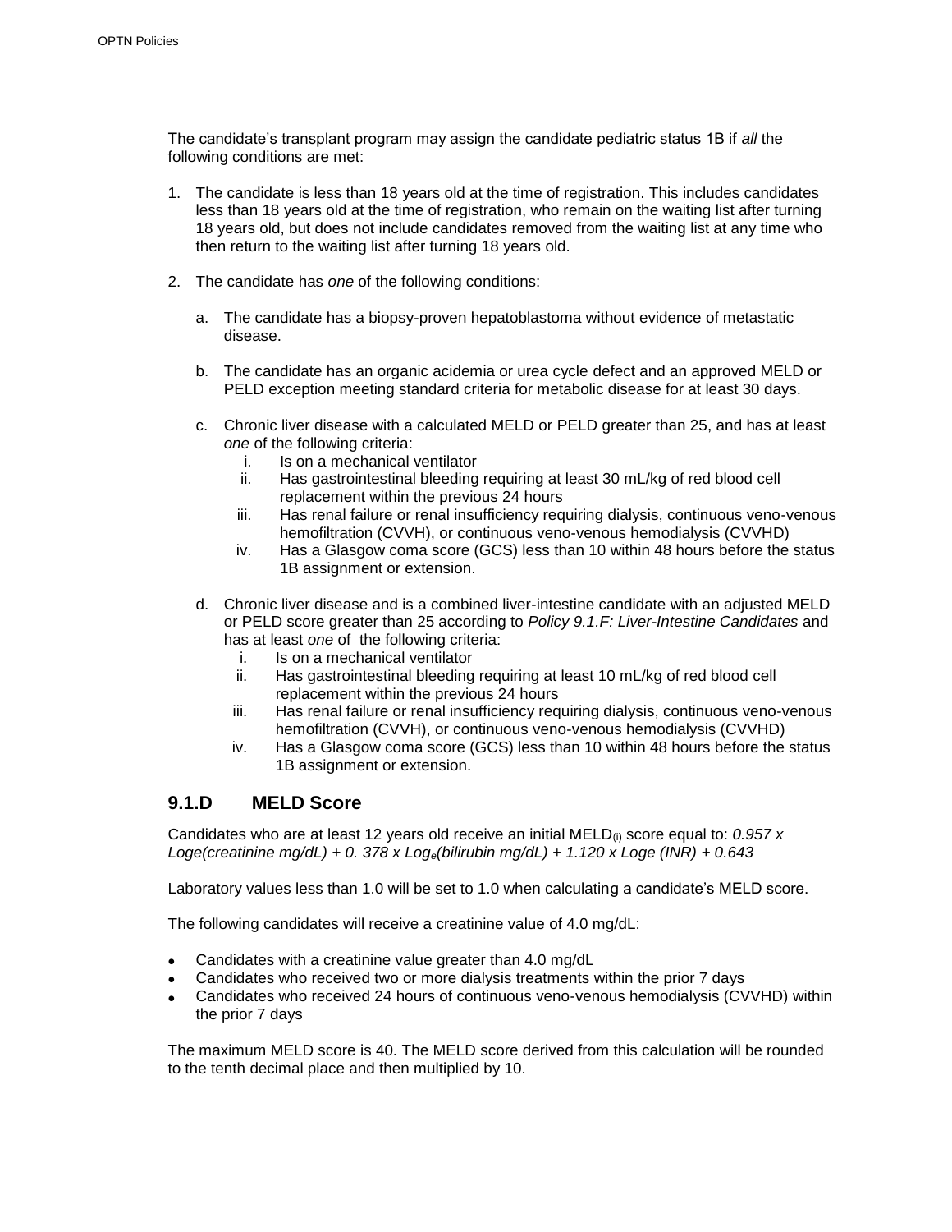The candidate's transplant program may assign the candidate pediatric status 1B if *all* the following conditions are met:

1. The candidate is less than 18 years old at the time of registration. This includes candidates less than 18 years old at the time of registration, who remain on the waiting list after turning 18 years old, but does not include candidates removed from the waiting list at any time who then return to the waiting list after turning 18 years old.

2. The candidate has *one* of the following conditions:

   a. The candidate has a biopsy-proven hepatoblastoma without evidence of metastatic disease.

   b. The candidate has an organic acidemia or urea cycle defect and an approved MELD or PELD exception meeting standard criteria for metabolic disease for at least 30 days.

   c. Chronic liver disease with a calculated MELD or PELD greater than 25, and has at least *one* of the following criteria:
      i. Is on a mechanical ventilator
      ii. Has gastrointestinal bleeding requiring at least 30 mL/kg of red blood cell replacement within the previous 24 hours
      iii. Has renal failure or renal insufficiency requiring dialysis, continuous veno-venous hemofiltration (CVVH), or continuous veno-venous hemodialysis (CVVHD)
      iv. Has a Glasgow coma score (GCS) less than 10 within 48 hours before the status 1B assignment or extension.

   d. Chronic liver disease and is a combined liver-intestine candidate with an adjusted MELD or PELD score greater than 25 according to *Policy 9.1.F: Liver-Intestine Candidates* and has at least *one* of the following criteria:
      i. Is on a mechanical ventilator
      ii. Has gastrointestinal bleeding requiring at least 10 mL/kg of red blood cell replacement within the previous 24 hours
      iii. Has renal failure or renal insufficiency requiring dialysis, continuous veno-venous hemofiltration (CVVH), or continuous veno-venous hemodialysis (CVVHD)
      iv. Has a Glasgow coma score (GCS) less than 10 within 48 hours before the status 1B assignment or extension.

## 9.1.D MELD Score

Candidates who are at least 12 years old receive an initial $MELD_{(i)}$ score equal to: $0.957 \times Log_e(\text{creatinine mg/dL}) + 0.378 \times Log_e(\text{bilirubin mg/dL}) + 1.120 \times Log_e(\text{INR}) + 0.643$

Laboratory values less than 1.0 will be set to 1.0 when calculating a candidate's MELD score.

The following candidates will receive a creatinine value of 4.0 mg/dL:

- Candidates with a creatinine value greater than 4.0 mg/dL
- Candidates who received two or more dialysis treatments within the prior 7 days
- Candidates who received 24 hours of continuous veno-venous hemodialysis (CVVHD) within the prior 7 days

The maximum MELD score is 40. The MELD score derived from this calculation will be rounded to the tenth decimal place and then multiplied by 10.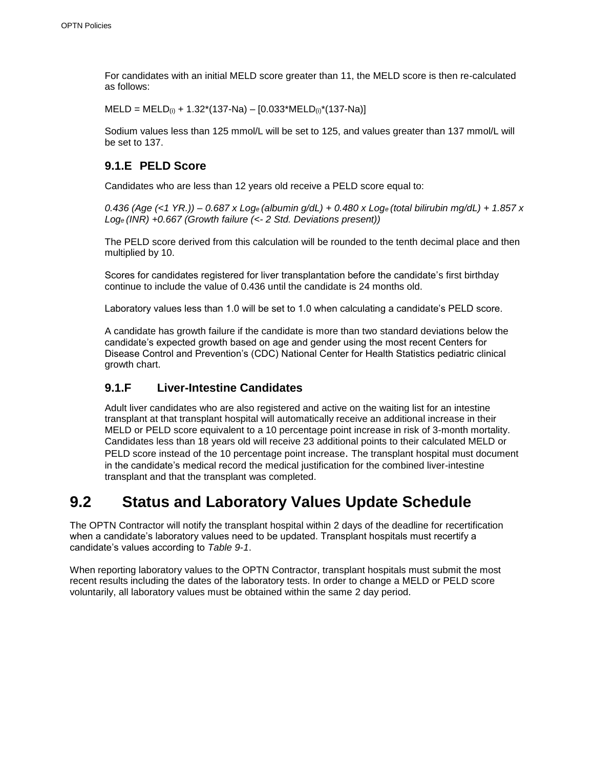For candidates with an initial MELD score greater than 11, the MELD score is then re-calculated as follows:

$$MELD = MELD_{(i)} + 1.32*(137\text{-}Na) - [0.033*MELD_{(i)}*(137\text{-}Na)]$$

Sodium values less than 125 mmol/L will be set to 125, and values greater than 137 mmol/L will be set to 137.

### 9.1.E PELD Score

Candidates who are less than 12 years old receive a PELD score equal to:

*0.436 (Age (<1 YR.)) – 0.687 x $Log_e$ (albumin g/dL) + 0.480 x $Log_e$ (total bilirubin mg/dL) + 1.857 x $Log_e$ (INR) +0.667 (Growth failure (<- 2 Std. Deviations present))*

The PELD score derived from this calculation will be rounded to the tenth decimal place and then multiplied by 10.

Scores for candidates registered for liver transplantation before the candidate's first birthday continue to include the value of 0.436 until the candidate is 24 months old.

Laboratory values less than 1.0 will be set to 1.0 when calculating a candidate's PELD score.

A candidate has growth failure if the candidate is more than two standard deviations below the candidate's expected growth based on age and gender using the most recent Centers for Disease Control and Prevention's (CDC) National Center for Health Statistics pediatric clinical growth chart.

### 9.1.F Liver-Intestine Candidates

Adult liver candidates who are also registered and active on the waiting list for an intestine transplant at that transplant hospital will automatically receive an additional increase in their MELD or PELD score equivalent to a 10 percentage point increase in risk of 3-month mortality. Candidates less than 18 years old will receive 23 additional points to their calculated MELD or PELD score instead of the 10 percentage point increase. The transplant hospital must document in the candidate's medical record the medical justification for the combined liver-intestine transplant and that the transplant was completed.

## 9.2 Status and Laboratory Values Update Schedule

The OPTN Contractor will notify the transplant hospital within 2 days of the deadline for recertification when a candidate's laboratory values need to be updated. Transplant hospitals must recertify a candidate's values according to *Table 9-1*.

When reporting laboratory values to the OPTN Contractor, transplant hospitals must submit the most recent results including the dates of the laboratory tests. In order to change a MELD or PELD score voluntarily, all laboratory values must be obtained within the same 2 day period.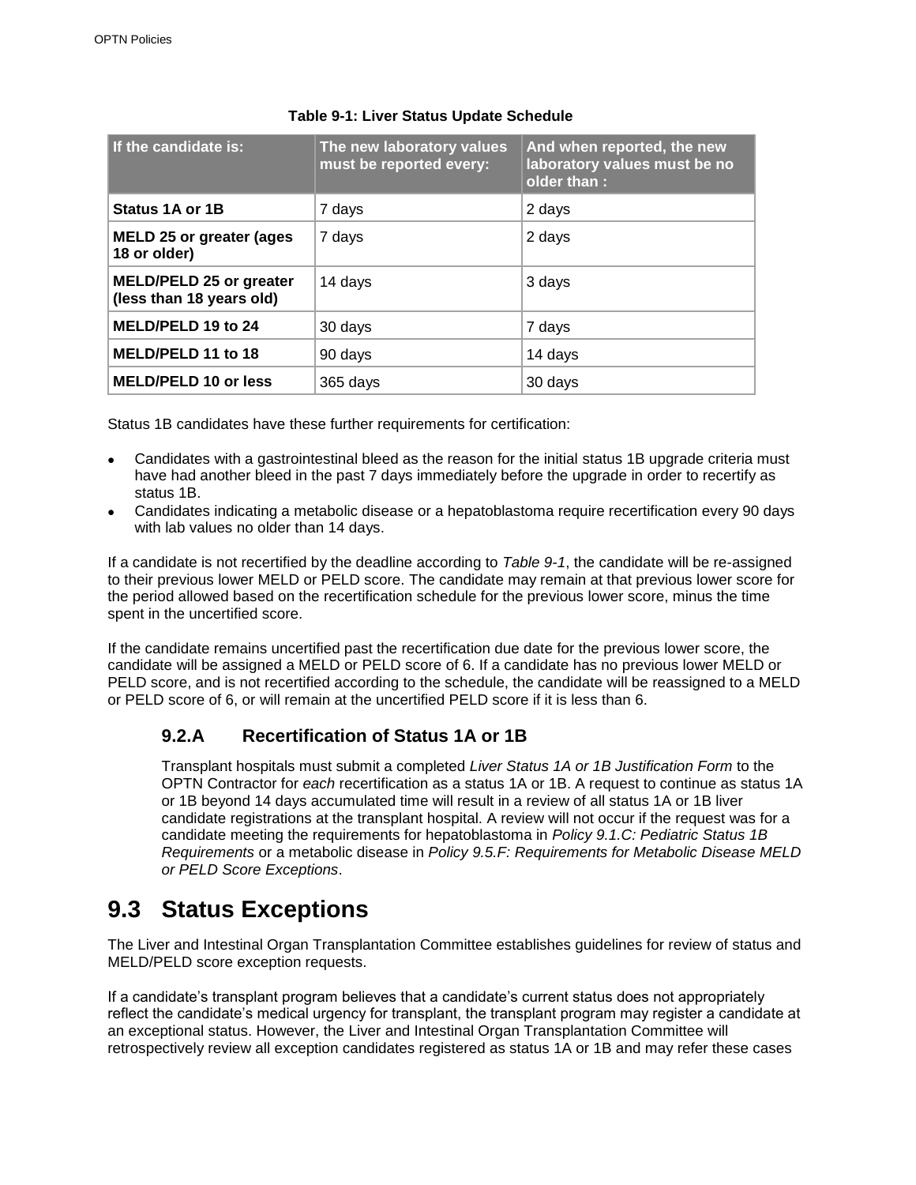**Table 9-1: Liver Status Update Schedule**

| If the candidate is: | The new laboratory values must be reported every: | And when reported, the new laboratory values must be no older than : |
|---|---|---|
| **Status 1A or 1B** | 7 days | 2 days |
| **MELD 25 or greater (ages 18 or older)** | 7 days | 2 days |
| **MELD/PELD 25 or greater (less than 18 years old)** | 14 days | 3 days |
| **MELD/PELD 19 to 24** | 30 days | 7 days |
| **MELD/PELD 11 to 18** | 90 days | 14 days |
| **MELD/PELD 10 or less** | 365 days | 30 days |

Status 1B candidates have these further requirements for certification:

- Candidates with a gastrointestinal bleed as the reason for the initial status 1B upgrade criteria must have had another bleed in the past 7 days immediately before the upgrade in order to recertify as status 1B.
- Candidates indicating a metabolic disease or a hepatoblastoma require recertification every 90 days with lab values no older than 14 days.

If a candidate is not recertified by the deadline according to *Table 9-1*, the candidate will be re-assigned to their previous lower MELD or PELD score. The candidate may remain at that previous lower score for the period allowed based on the recertification schedule for the previous lower score, minus the time spent in the uncertified score.

If the candidate remains uncertified past the recertification due date for the previous lower score, the candidate will be assigned a MELD or PELD score of 6. If a candidate has no previous lower MELD or PELD score, and is not recertified according to the schedule, the candidate will be reassigned to a MELD or PELD score of 6, or will remain at the uncertified PELD score if it is less than 6.

### 9.2.A Recertification of Status 1A or 1B

Transplant hospitals must submit a completed *Liver Status 1A or 1B Justification Form* to the OPTN Contractor for *each* recertification as a status 1A or 1B. A request to continue as status 1A or 1B beyond 14 days accumulated time will result in a review of all status 1A or 1B liver candidate registrations at the transplant hospital. A review will not occur if the request was for a candidate meeting the requirements for hepatoblastoma in *Policy 9.1.C: Pediatric Status 1B Requirements* or a metabolic disease in *Policy 9.5.F: Requirements for Metabolic Disease MELD or PELD Score Exceptions*.

## 9.3 Status Exceptions

The Liver and Intestinal Organ Transplantation Committee establishes guidelines for review of status and MELD/PELD score exception requests.

If a candidate's transplant program believes that a candidate's current status does not appropriately reflect the candidate's medical urgency for transplant, the transplant program may register a candidate at an exceptional status. However, the Liver and Intestinal Organ Transplantation Committee will retrospectively review all exception candidates registered as status 1A or 1B and may refer these cases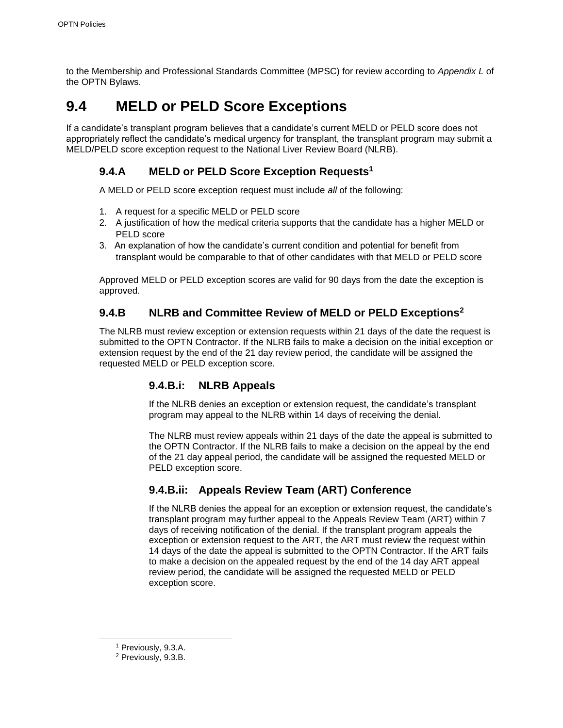to the Membership and Professional Standards Committee (MPSC) for review according to *Appendix L* of the OPTN Bylaws.

# 9.4 MELD or PELD Score Exceptions

If a candidate's transplant program believes that a candidate's current MELD or PELD score does not appropriately reflect the candidate's medical urgency for transplant, the transplant program may submit a MELD/PELD score exception request to the National Liver Review Board (NLRB).

## 9.4.A MELD or PELD Score Exception Requests[1]

A MELD or PELD score exception request must include *all* of the following:

1. A request for a specific MELD or PELD score
2. A justification of how the medical criteria supports that the candidate has a higher MELD or PELD score
3. An explanation of how the candidate's current condition and potential for benefit from transplant would be comparable to that of other candidates with that MELD or PELD score

Approved MELD or PELD exception scores are valid for 90 days from the date the exception is approved.

## 9.4.B NLRB and Committee Review of MELD or PELD Exceptions[2]

The NLRB must review exception or extension requests within 21 days of the date the request is submitted to the OPTN Contractor. If the NLRB fails to make a decision on the initial exception or extension request by the end of the 21 day review period, the candidate will be assigned the requested MELD or PELD exception score.

### 9.4.B.i: NLRB Appeals

If the NLRB denies an exception or extension request, the candidate's transplant program may appeal to the NLRB within 14 days of receiving the denial.

The NLRB must review appeals within 21 days of the date the appeal is submitted to the OPTN Contractor. If the NLRB fails to make a decision on the appeal by the end of the 21 day appeal period, the candidate will be assigned the requested MELD or PELD exception score.

### 9.4.B.ii: Appeals Review Team (ART) Conference

If the NLRB denies the appeal for an exception or extension request, the candidate's transplant program may further appeal to the Appeals Review Team (ART) within 7 days of receiving notification of the denial. If the transplant program appeals the exception or extension request to the ART, the ART must review the request within 14 days of the date the appeal is submitted to the OPTN Contractor. If the ART fails to make a decision on the appealed request by the end of the 14 day ART appeal review period, the candidate will be assigned the requested MELD or PELD exception score.

[1] Previously, 9.3.A.

[2] Previously, 9.3.B.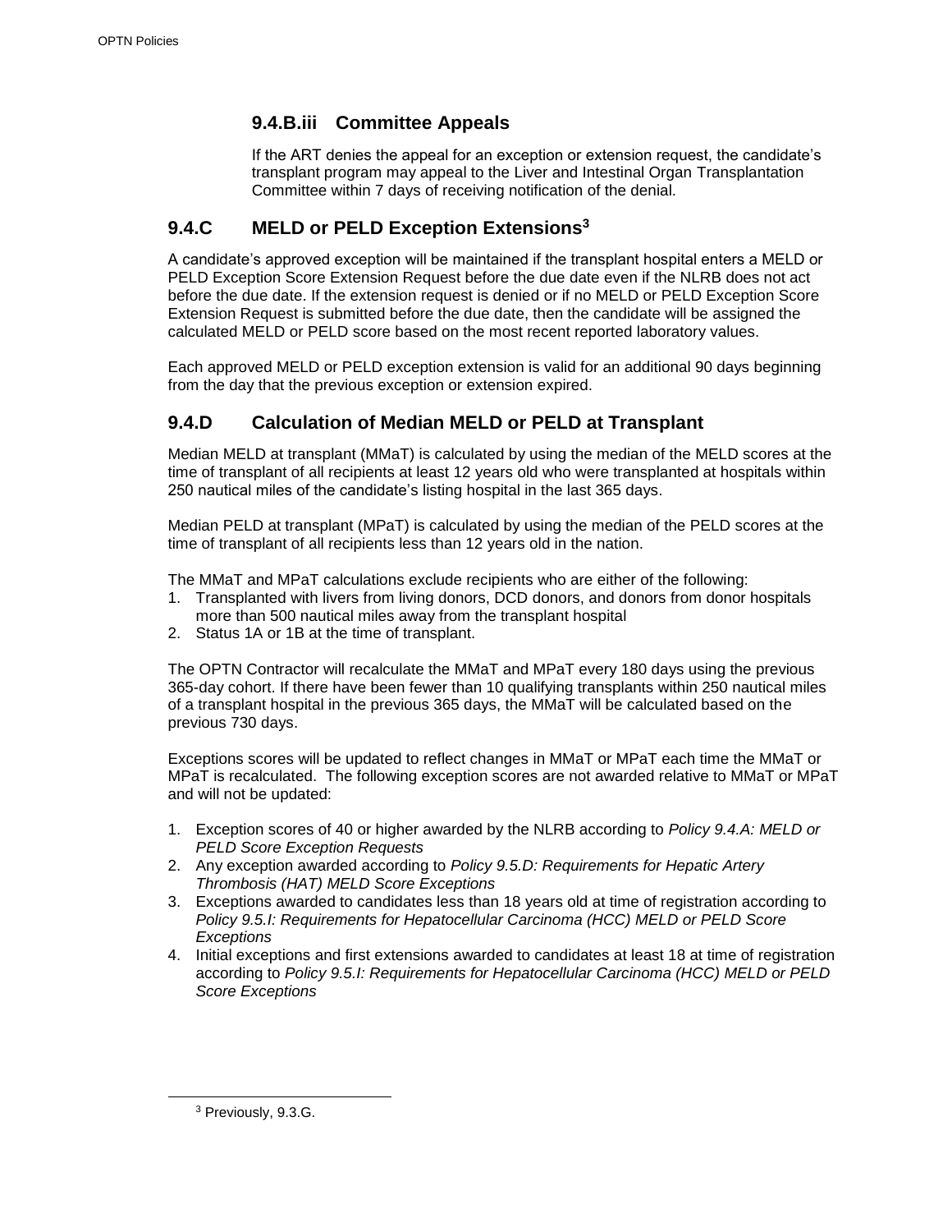#### 9.4.B.iii Committee Appeals

If the ART denies the appeal for an exception or extension request, the candidate's transplant program may appeal to the Liver and Intestinal Organ Transplantation Committee within 7 days of receiving notification of the denial.

### 9.4.C MELD or PELD Exception Extensions[3]

A candidate's approved exception will be maintained if the transplant hospital enters a MELD or PELD Exception Score Extension Request before the due date even if the NLRB does not act before the due date. If the extension request is denied or if no MELD or PELD Exception Score Extension Request is submitted before the due date, then the candidate will be assigned the calculated MELD or PELD score based on the most recent reported laboratory values.

Each approved MELD or PELD exception extension is valid for an additional 90 days beginning from the day that the previous exception or extension expired.

### 9.4.D Calculation of Median MELD or PELD at Transplant

Median MELD at transplant (MMaT) is calculated by using the median of the MELD scores at the time of transplant of all recipients at least 12 years old who were transplanted at hospitals within 250 nautical miles of the candidate's listing hospital in the last 365 days.

Median PELD at transplant (MPaT) is calculated by using the median of the PELD scores at the time of transplant of all recipients less than 12 years old in the nation.

The MMaT and MPaT calculations exclude recipients who are either of the following:

1. Transplanted with livers from living donors, DCD donors, and donors from donor hospitals more than 500 nautical miles away from the transplant hospital
2. Status 1A or 1B at the time of transplant.

The OPTN Contractor will recalculate the MMaT and MPaT every 180 days using the previous 365-day cohort. If there have been fewer than 10 qualifying transplants within 250 nautical miles of a transplant hospital in the previous 365 days, the MMaT will be calculated based on the previous 730 days.

Exceptions scores will be updated to reflect changes in MMaT or MPaT each time the MMaT or MPaT is recalculated. The following exception scores are not awarded relative to MMaT or MPaT and will not be updated:

1. Exception scores of 40 or higher awarded by the NLRB according to *Policy 9.4.A: MELD or PELD Score Exception Requests*
2. Any exception awarded according to *Policy 9.5.D: Requirements for Hepatic Artery Thrombosis (HAT) MELD Score Exceptions*
3. Exceptions awarded to candidates less than 18 years old at time of registration according to *Policy 9.5.I: Requirements for Hepatocellular Carcinoma (HCC) MELD or PELD Score Exceptions*
4. Initial exceptions and first extensions awarded to candidates at least 18 at time of registration according to *Policy 9.5.I: Requirements for Hepatocellular Carcinoma (HCC) MELD or PELD Score Exceptions*

[3] Previously, 9.3.G.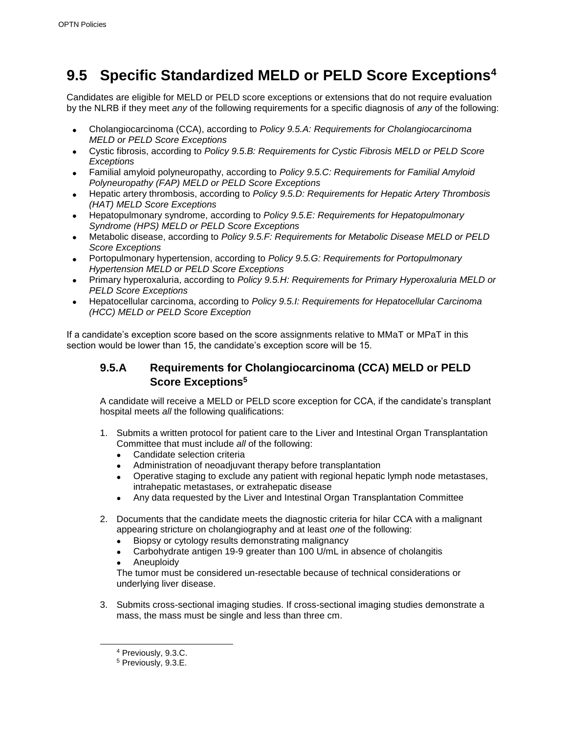## 9.5 Specific Standardized MELD or PELD Score Exceptions[4]

Candidates are eligible for MELD or PELD score exceptions or extensions that do not require evaluation by the NLRB if they meet *any* of the following requirements for a specific diagnosis of *any* of the following:

- Cholangiocarcinoma (CCA), according to *Policy 9.5.A: Requirements for Cholangiocarcinoma MELD or PELD Score Exceptions*
- Cystic fibrosis, according to *Policy 9.5.B: Requirements for Cystic Fibrosis MELD or PELD Score Exceptions*
- Familial amyloid polyneuropathy, according to *Policy 9.5.C: Requirements for Familial Amyloid Polyneuropathy (FAP) MELD or PELD Score Exceptions*
- Hepatic artery thrombosis, according to *Policy 9.5.D: Requirements for Hepatic Artery Thrombosis (HAT) MELD Score Exceptions*
- Hepatopulmonary syndrome, according to *Policy 9.5.E: Requirements for Hepatopulmonary Syndrome (HPS) MELD or PELD Score Exceptions*
- Metabolic disease, according to *Policy 9.5.F: Requirements for Metabolic Disease MELD or PELD Score Exceptions*
- Portopulmonary hypertension, according to *Policy 9.5.G: Requirements for Portopulmonary Hypertension MELD or PELD Score Exceptions*
- Primary hyperoxaluria, according to *Policy 9.5.H: Requirements for Primary Hyperoxaluria MELD or PELD Score Exceptions*
- Hepatocellular carcinoma, according to *Policy 9.5.I: Requirements for Hepatocellular Carcinoma (HCC) MELD or PELD Score Exception*

If a candidate's exception score based on the score assignments relative to MMaT or MPaT in this section would be lower than 15, the candidate's exception score will be 15.

### 9.5.A Requirements for Cholangiocarcinoma (CCA) MELD or PELD Score Exceptions[5]

A candidate will receive a MELD or PELD score exception for CCA, if the candidate's transplant hospital meets *all* the following qualifications:

1. Submits a written protocol for patient care to the Liver and Intestinal Organ Transplantation Committee that must include *all* of the following:
   - Candidate selection criteria
   - Administration of neoadjuvant therapy before transplantation
   - Operative staging to exclude any patient with regional hepatic lymph node metastases, intrahepatic metastases, or extrahepatic disease
   - Any data requested by the Liver and Intestinal Organ Transplantation Committee

2. Documents that the candidate meets the diagnostic criteria for hilar CCA with a malignant appearing stricture on cholangiography and at least *one* of the following:
   - Biopsy or cytology results demonstrating malignancy
   - Carbohydrate antigen 19-9 greater than 100 U/mL in absence of cholangitis
   - Aneuploidy

   The tumor must be considered un-resectable because of technical considerations or underlying liver disease.

3. Submits cross-sectional imaging studies. If cross-sectional imaging studies demonstrate a mass, the mass must be single and less than three cm.

---

[4] Previously, 9.3.C.

[5] Previously, 9.3.E.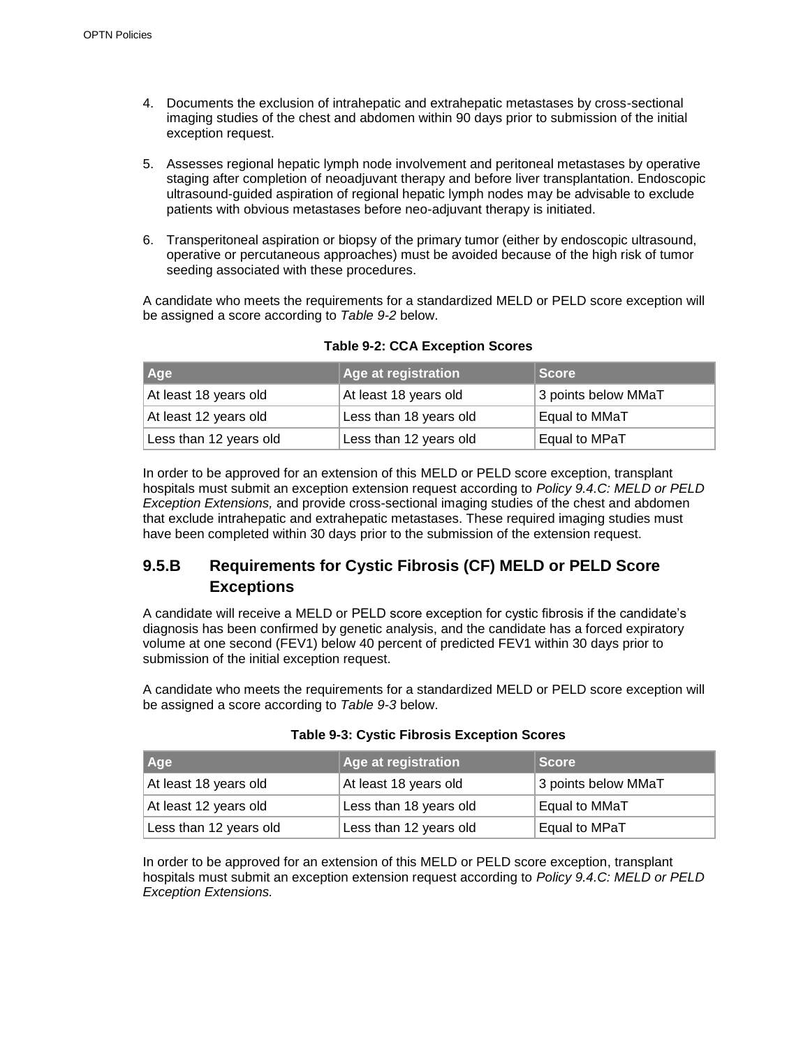4. Documents the exclusion of intrahepatic and extrahepatic metastases by cross-sectional imaging studies of the chest and abdomen within 90 days prior to submission of the initial exception request.

5. Assesses regional hepatic lymph node involvement and peritoneal metastases by operative staging after completion of neoadjuvant therapy and before liver transplantation. Endoscopic ultrasound-guided aspiration of regional hepatic lymph nodes may be advisable to exclude patients with obvious metastases before neo-adjuvant therapy is initiated.

6. Transperitoneal aspiration or biopsy of the primary tumor (either by endoscopic ultrasound, operative or percutaneous approaches) must be avoided because of the high risk of tumor seeding associated with these procedures.

A candidate who meets the requirements for a standardized MELD or PELD score exception will be assigned a score according to *Table 9-2* below.

**Table 9-2: CCA Exception Scores**

| Age | Age at registration | Score |
| --- | --- | --- |
| At least 18 years old | At least 18 years old | 3 points below MMaT |
| At least 12 years old | Less than 18 years old | Equal to MMaT |
| Less than 12 years old | Less than 12 years old | Equal to MPaT |

In order to be approved for an extension of this MELD or PELD score exception, transplant hospitals must submit an exception extension request according to *Policy 9.4.C: MELD or PELD Exception Extensions,* and provide cross-sectional imaging studies of the chest and abdomen that exclude intrahepatic and extrahepatic metastases. These required imaging studies must have been completed within 30 days prior to the submission of the extension request.

## 9.5.B Requirements for Cystic Fibrosis (CF) MELD or PELD Score Exceptions

A candidate will receive a MELD or PELD score exception for cystic fibrosis if the candidate's diagnosis has been confirmed by genetic analysis, and the candidate has a forced expiratory volume at one second (FEV1) below 40 percent of predicted FEV1 within 30 days prior to submission of the initial exception request.

A candidate who meets the requirements for a standardized MELD or PELD score exception will be assigned a score according to *Table 9-3* below.

**Table 9-3: Cystic Fibrosis Exception Scores**

| Age | Age at registration | Score |
| --- | --- | --- |
| At least 18 years old | At least 18 years old | 3 points below MMaT |
| At least 12 years old | Less than 18 years old | Equal to MMaT |
| Less than 12 years old | Less than 12 years old | Equal to MPaT |

In order to be approved for an extension of this MELD or PELD score exception, transplant hospitals must submit an exception extension request according to *Policy 9.4.C: MELD or PELD Exception Extensions.*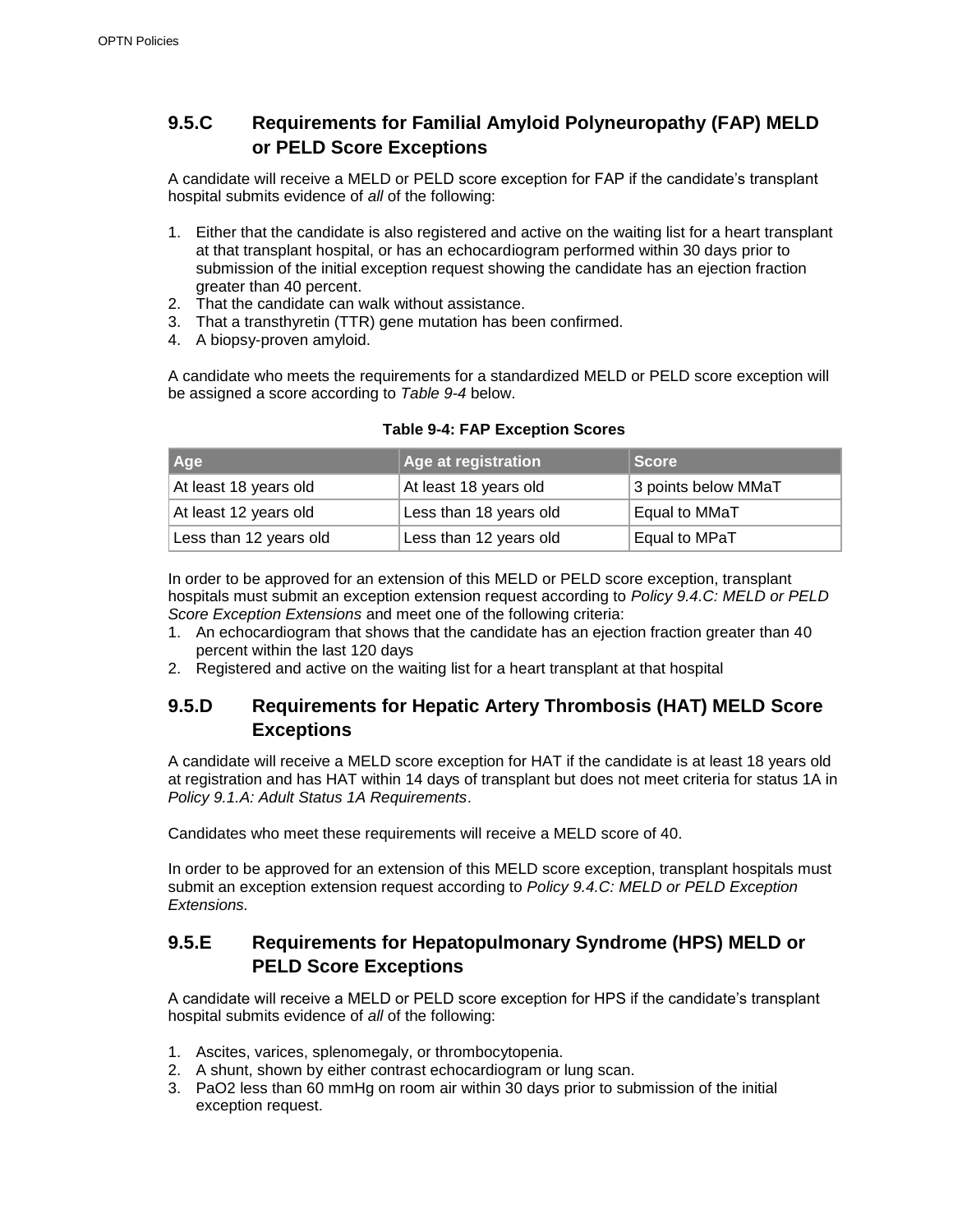## 9.5.C Requirements for Familial Amyloid Polyneuropathy (FAP) MELD or PELD Score Exceptions

A candidate will receive a MELD or PELD score exception for FAP if the candidate's transplant hospital submits evidence of *all* of the following:

1. Either that the candidate is also registered and active on the waiting list for a heart transplant at that transplant hospital, or has an echocardiogram performed within 30 days prior to submission of the initial exception request showing the candidate has an ejection fraction greater than 40 percent.
2. That the candidate can walk without assistance.
3. That a transthyretin (TTR) gene mutation has been confirmed.
4. A biopsy-proven amyloid.

A candidate who meets the requirements for a standardized MELD or PELD score exception will be assigned a score according to *Table 9-4* below.

**Table 9-4: FAP Exception Scores**

| Age | Age at registration | Score |
|---|---|---|
| At least 18 years old | At least 18 years old | 3 points below MMaT |
| At least 12 years old | Less than 18 years old | Equal to MMaT |
| Less than 12 years old | Less than 12 years old | Equal to MPaT |

In order to be approved for an extension of this MELD or PELD score exception, transplant hospitals must submit an exception extension request according to *Policy 9.4.C: MELD or PELD Score Exception Extensions* and meet one of the following criteria:

1. An echocardiogram that shows that the candidate has an ejection fraction greater than 40 percent within the last 120 days
2. Registered and active on the waiting list for a heart transplant at that hospital

## 9.5.D Requirements for Hepatic Artery Thrombosis (HAT) MELD Score Exceptions

A candidate will receive a MELD score exception for HAT if the candidate is at least 18 years old at registration and has HAT within 14 days of transplant but does not meet criteria for status 1A in *Policy 9.1.A: Adult Status 1A Requirements*.

Candidates who meet these requirements will receive a MELD score of 40.

In order to be approved for an extension of this MELD score exception, transplant hospitals must submit an exception extension request according to *Policy 9.4.C: MELD or PELD Exception Extensions.*

## 9.5.E Requirements for Hepatopulmonary Syndrome (HPS) MELD or PELD Score Exceptions

A candidate will receive a MELD or PELD score exception for HPS if the candidate's transplant hospital submits evidence of *all* of the following:

1. Ascites, varices, splenomegaly, or thrombocytopenia.
2. A shunt, shown by either contrast echocardiogram or lung scan.
3. PaO2 less than 60 mmHg on room air within 30 days prior to submission of the initial exception request.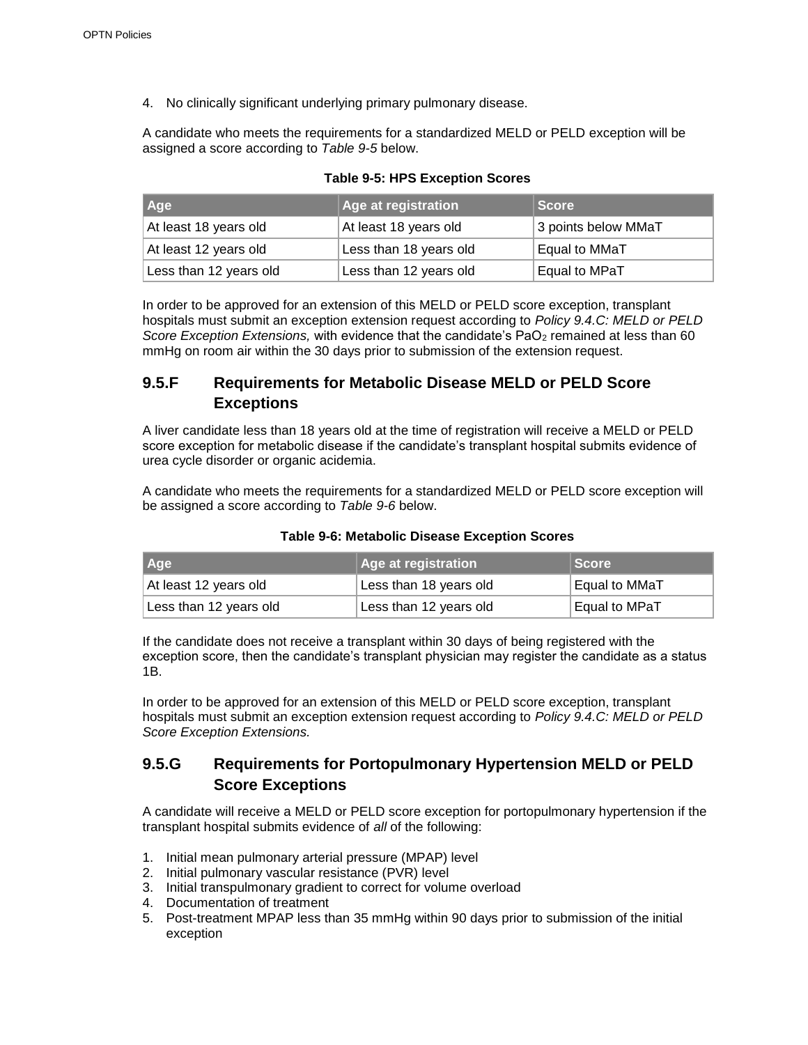4. No clinically significant underlying primary pulmonary disease.

A candidate who meets the requirements for a standardized MELD or PELD exception will be assigned a score according to *Table 9-5* below.

**Table 9-5: HPS Exception Scores**

| Age | Age at registration | Score |
|---|---|---|
| At least 18 years old | At least 18 years old | 3 points below MMaT |
| At least 12 years old | Less than 18 years old | Equal to MMaT |
| Less than 12 years old | Less than 12 years old | Equal to MPaT |

In order to be approved for an extension of this MELD or PELD score exception, transplant hospitals must submit an exception extension request according to *Policy 9.4.C: MELD or PELD Score Exception Extensions,* with evidence that the candidate's $PaO_2$ remained at less than 60 mmHg on room air within the 30 days prior to submission of the extension request.

## 9.5.F Requirements for Metabolic Disease MELD or PELD Score Exceptions

A liver candidate less than 18 years old at the time of registration will receive a MELD or PELD score exception for metabolic disease if the candidate's transplant hospital submits evidence of urea cycle disorder or organic acidemia.

A candidate who meets the requirements for a standardized MELD or PELD score exception will be assigned a score according to *Table 9-6* below.

**Table 9-6: Metabolic Disease Exception Scores**

| Age | Age at registration | Score |
|---|---|---|
| At least 12 years old | Less than 18 years old | Equal to MMaT |
| Less than 12 years old | Less than 12 years old | Equal to MPaT |

If the candidate does not receive a transplant within 30 days of being registered with the exception score, then the candidate's transplant physician may register the candidate as a status 1B.

In order to be approved for an extension of this MELD or PELD score exception, transplant hospitals must submit an exception extension request according to *Policy 9.4.C: MELD or PELD Score Exception Extensions.*

## 9.5.G Requirements for Portopulmonary Hypertension MELD or PELD Score Exceptions

A candidate will receive a MELD or PELD score exception for portopulmonary hypertension if the transplant hospital submits evidence of *all* of the following:

1. Initial mean pulmonary arterial pressure (MPAP) level
2. Initial pulmonary vascular resistance (PVR) level
3. Initial transpulmonary gradient to correct for volume overload
4. Documentation of treatment
5. Post-treatment MPAP less than 35 mmHg within 90 days prior to submission of the initial exception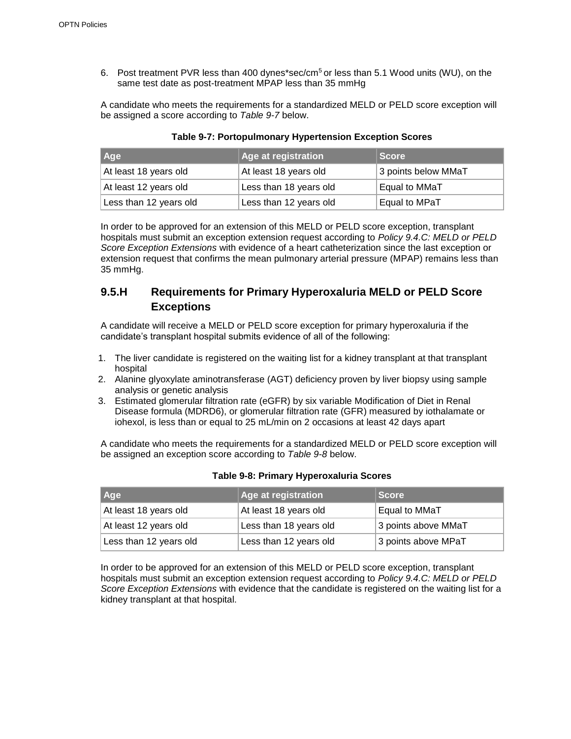6. Post treatment PVR less than 400 dynes*sec/$cm^5$ or less than 5.1 Wood units (WU), on the same test date as post-treatment MPAP less than 35 mmHg

A candidate who meets the requirements for a standardized MELD or PELD score exception will be assigned a score according to *Table 9-7* below.

**Table 9-7: Portopulmonary Hypertension Exception Scores**

| Age | Age at registration | Score |
|---|---|---|
| At least 18 years old | At least 18 years old | 3 points below MMaT |
| At least 12 years old | Less than 18 years old | Equal to MMaT |
| Less than 12 years old | Less than 12 years old | Equal to MPaT |

In order to be approved for an extension of this MELD or PELD score exception, transplant hospitals must submit an exception extension request according to *Policy 9.4.C: MELD or PELD Score Exception Extensions* with evidence of a heart catheterization since the last exception or extension request that confirms the mean pulmonary arterial pressure (MPAP) remains less than 35 mmHg.

## 9.5.H Requirements for Primary Hyperoxaluria MELD or PELD Score Exceptions

A candidate will receive a MELD or PELD score exception for primary hyperoxaluria if the candidate's transplant hospital submits evidence of all of the following:

1. The liver candidate is registered on the waiting list for a kidney transplant at that transplant hospital
2. Alanine glyoxylate aminotransferase (AGT) deficiency proven by liver biopsy using sample analysis or genetic analysis
3. Estimated glomerular filtration rate (eGFR) by six variable Modification of Diet in Renal Disease formula (MDRD6), or glomerular filtration rate (GFR) measured by iothalamate or iohexol, is less than or equal to 25 mL/min on 2 occasions at least 42 days apart

A candidate who meets the requirements for a standardized MELD or PELD score exception will be assigned an exception score according to *Table 9-8* below.

**Table 9-8: Primary Hyperoxaluria Scores**

| Age | Age at registration | Score |
|---|---|---|
| At least 18 years old | At least 18 years old | Equal to MMaT |
| At least 12 years old | Less than 18 years old | 3 points above MMaT |
| Less than 12 years old | Less than 12 years old | 3 points above MPaT |

In order to be approved for an extension of this MELD or PELD score exception, transplant hospitals must submit an exception extension request according to *Policy 9.4.C: MELD or PELD Score Exception Extensions* with evidence that the candidate is registered on the waiting list for a kidney transplant at that hospital.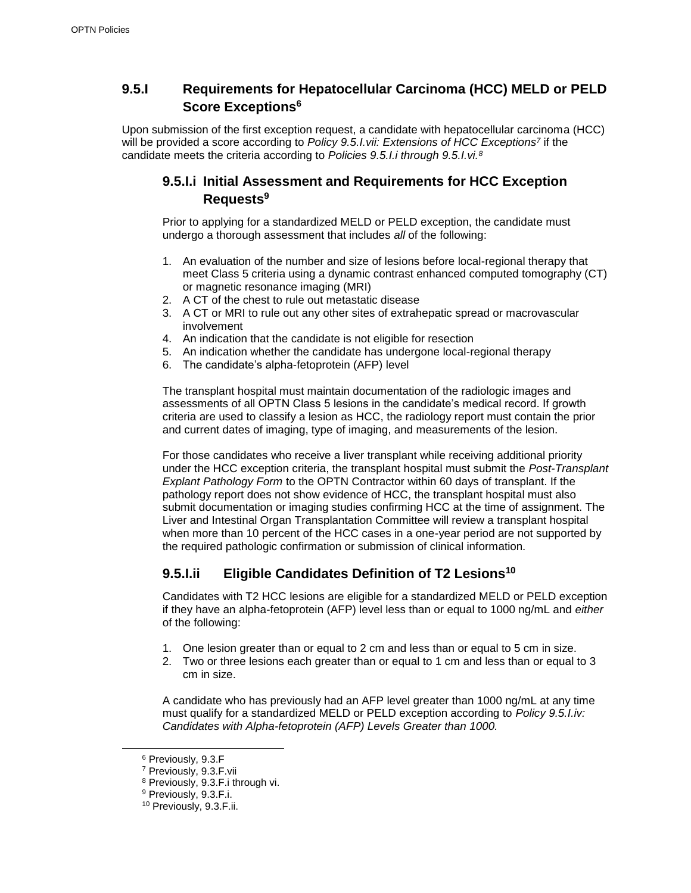## 9.5.I Requirements for Hepatocellular Carcinoma (HCC) MELD or PELD Score Exceptions[6]

Upon submission of the first exception request, a candidate with hepatocellular carcinoma (HCC) will be provided a score according to *Policy 9.5.I.vii: Extensions of HCC Exceptions[7]* if the candidate meets the criteria according to *Policies 9.5.I.i through 9.5.I.vi.[8]*

### 9.5.I.i Initial Assessment and Requirements for HCC Exception Requests[9]

Prior to applying for a standardized MELD or PELD exception, the candidate must undergo a thorough assessment that includes *all* of the following:

1. An evaluation of the number and size of lesions before local-regional therapy that meet Class 5 criteria using a dynamic contrast enhanced computed tomography (CT) or magnetic resonance imaging (MRI)
2. A CT of the chest to rule out metastatic disease
3. A CT or MRI to rule out any other sites of extrahepatic spread or macrovascular involvement
4. An indication that the candidate is not eligible for resection
5. An indication whether the candidate has undergone local-regional therapy
6. The candidate's alpha-fetoprotein (AFP) level

The transplant hospital must maintain documentation of the radiologic images and assessments of all OPTN Class 5 lesions in the candidate's medical record. If growth criteria are used to classify a lesion as HCC, the radiology report must contain the prior and current dates of imaging, type of imaging, and measurements of the lesion.

For those candidates who receive a liver transplant while receiving additional priority under the HCC exception criteria, the transplant hospital must submit the *Post-Transplant Explant Pathology Form* to the OPTN Contractor within 60 days of transplant. If the pathology report does not show evidence of HCC, the transplant hospital must also submit documentation or imaging studies confirming HCC at the time of assignment. The Liver and Intestinal Organ Transplantation Committee will review a transplant hospital when more than 10 percent of the HCC cases in a one-year period are not supported by the required pathologic confirmation or submission of clinical information.

### 9.5.I.ii Eligible Candidates Definition of T2 Lesions[10]

Candidates with T2 HCC lesions are eligible for a standardized MELD or PELD exception if they have an alpha-fetoprotein (AFP) level less than or equal to 1000 ng/mL and *either* of the following:

1. One lesion greater than or equal to 2 cm and less than or equal to 5 cm in size.
2. Two or three lesions each greater than or equal to 1 cm and less than or equal to 3 cm in size.

A candidate who has previously had an AFP level greater than 1000 ng/mL at any time must qualify for a standardized MELD or PELD exception according to *Policy 9.5.I.iv: Candidates with Alpha-fetoprotein (AFP) Levels Greater than 1000.*

---

[6] Previously, 9.3.F

[7] Previously, 9.3.F.vii

[8] Previously, 9.3.F.i through vi.

[9] Previously, 9.3.F.i.

[10] Previously, 9.3.F.ii.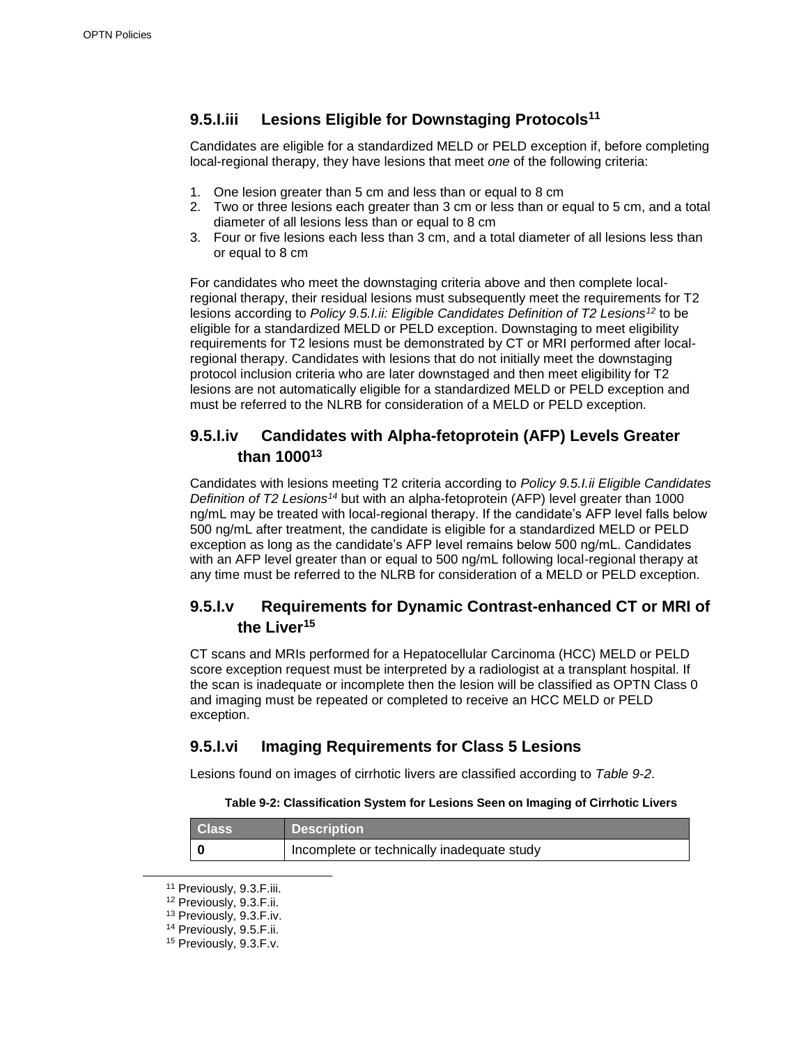### 9.5.I.iii Lesions Eligible for Downstaging Protocols[11]

Candidates are eligible for a standardized MELD or PELD exception if, before completing local-regional therapy, they have lesions that meet *one* of the following criteria:

1. One lesion greater than 5 cm and less than or equal to 8 cm
2. Two or three lesions each greater than 3 cm or less than or equal to 5 cm, and a total diameter of all lesions less than or equal to 8 cm
3. Four or five lesions each less than 3 cm, and a total diameter of all lesions less than or equal to 8 cm

For candidates who meet the downstaging criteria above and then complete local-regional therapy, their residual lesions must subsequently meet the requirements for T2 lesions according to *Policy 9.5.I.ii: Eligible Candidates Definition of T2 Lesions*[12] to be eligible for a standardized MELD or PELD exception. Downstaging to meet eligibility requirements for T2 lesions must be demonstrated by CT or MRI performed after local-regional therapy. Candidates with lesions that do not initially meet the downstaging protocol inclusion criteria who are later downstaged and then meet eligibility for T2 lesions are not automatically eligible for a standardized MELD or PELD exception and must be referred to the NLRB for consideration of a MELD or PELD exception.

### 9.5.I.iv Candidates with Alpha-fetoprotein (AFP) Levels Greater than 1000[13]

Candidates with lesions meeting T2 criteria according to *Policy 9.5.I.ii Eligible Candidates Definition of T2 Lesions*[14] but with an alpha-fetoprotein (AFP) level greater than 1000 ng/mL may be treated with local-regional therapy. If the candidate's AFP level falls below 500 ng/mL after treatment, the candidate is eligible for a standardized MELD or PELD exception as long as the candidate's AFP level remains below 500 ng/mL. Candidates with an AFP level greater than or equal to 500 ng/mL following local-regional therapy at any time must be referred to the NLRB for consideration of a MELD or PELD exception.

### 9.5.I.v Requirements for Dynamic Contrast-enhanced CT or MRI of the Liver[15]

CT scans and MRIs performed for a Hepatocellular Carcinoma (HCC) MELD or PELD score exception request must be interpreted by a radiologist at a transplant hospital. If the scan is inadequate or incomplete then the lesion will be classified as OPTN Class 0 and imaging must be repeated or completed to receive an HCC MELD or PELD exception.

### 9.5.I.vi Imaging Requirements for Class 5 Lesions

Lesions found on images of cirrhotic livers are classified according to *Table 9-2*.

**Table 9-2: Classification System for Lesions Seen on Imaging of Cirrhotic Livers**

| Class | Description |
|---|---|
| **0** | Incomplete or technically inadequate study |

[11] Previously, 9.3.F.iii.
[12] Previously, 9.3.F.ii.
[13] Previously, 9.3.F.iv.
[14] Previously, 9.5.F.ii.
[15] Previously, 9.3.F.v.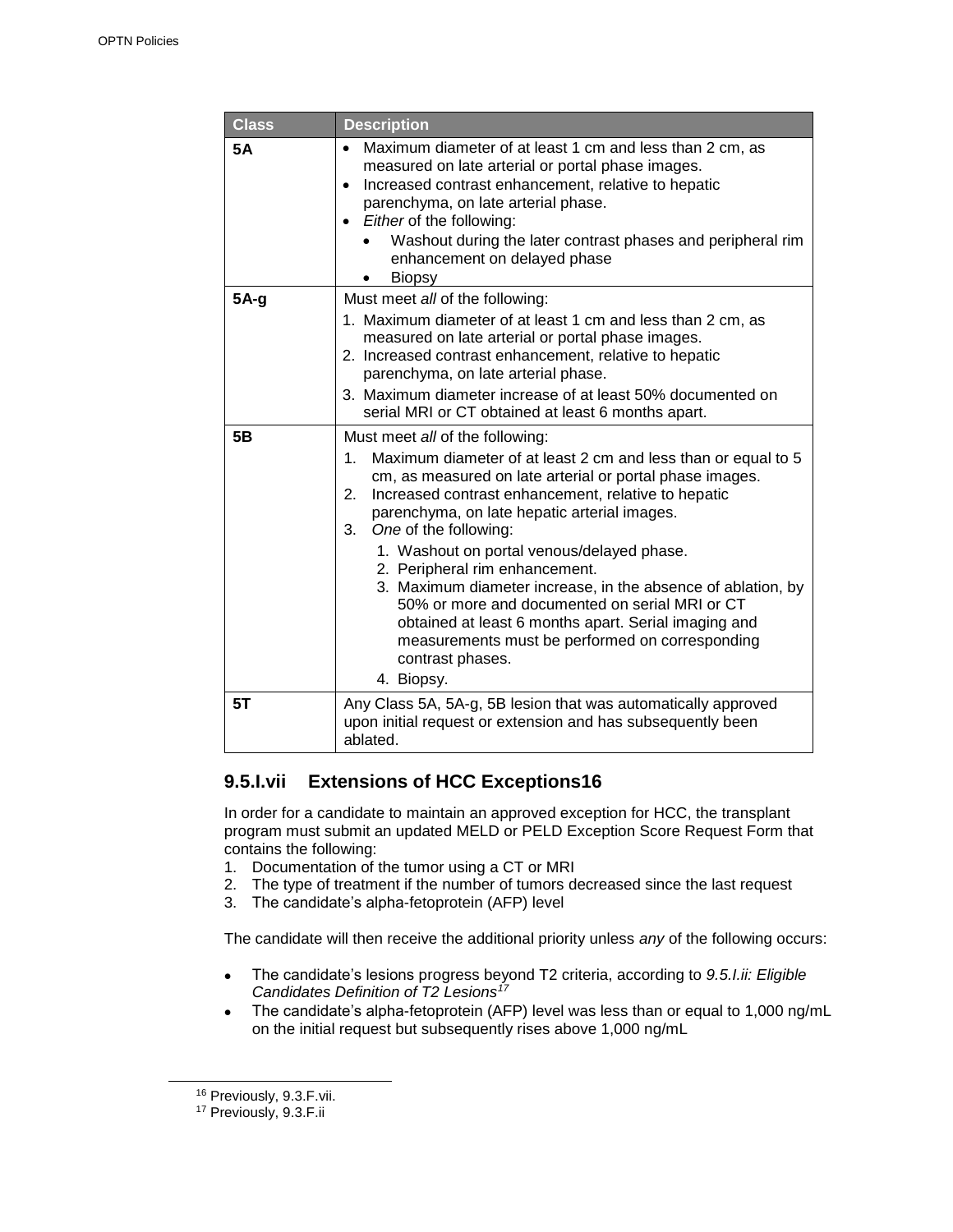| Class | Description |
|---|---|
| **5A** | • Maximum diameter of at least 1 cm and less than 2 cm, as measured on late arterial or portal phase images.<br>• Increased contrast enhancement, relative to hepatic parenchyma, on late arterial phase.<br>• *Either* of the following:<br>  • Washout during the later contrast phases and peripheral rim enhancement on delayed phase<br>  • Biopsy |
| **5A-g** | Must meet *all* of the following:<br>1. Maximum diameter of at least 1 cm and less than 2 cm, as measured on late arterial or portal phase images.<br>2. Increased contrast enhancement, relative to hepatic parenchyma, on late arterial phase.<br>3. Maximum diameter increase of at least 50% documented on serial MRI or CT obtained at least 6 months apart. |
| **5B** | Must meet *all* of the following:<br>1. Maximum diameter of at least 2 cm and less than or equal to 5 cm, as measured on late arterial or portal phase images.<br>2. Increased contrast enhancement, relative to hepatic parenchyma, on late hepatic arterial images.<br>3. *One* of the following:<br>  1. Washout on portal venous/delayed phase.<br>  2. Peripheral rim enhancement.<br>  3. Maximum diameter increase, in the absence of ablation, by 50% or more and documented on serial MRI or CT obtained at least 6 months apart. Serial imaging and measurements must be performed on corresponding contrast phases.<br>  4. Biopsy. |
| **5T** | Any Class 5A, 5A-g, 5B lesion that was automatically approved upon initial request or extension and has subsequently been ablated. |

### 9.5.I.vii Extensions of HCC Exceptions[16]

In order for a candidate to maintain an approved exception for HCC, the transplant program must submit an updated MELD or PELD Exception Score Request Form that contains the following:

1. Documentation of the tumor using a CT or MRI
2. The type of treatment if the number of tumors decreased since the last request
3. The candidate's alpha-fetoprotein (AFP) level

The candidate will then receive the additional priority unless *any* of the following occurs:

- The candidate's lesions progress beyond T2 criteria, according to *9.5.I.ii: Eligible Candidates Definition of T2 Lesions*[17]
- The candidate's alpha-fetoprotein (AFP) level was less than or equal to 1,000 ng/mL on the initial request but subsequently rises above 1,000 ng/mL

---

[16] Previously, 9.3.F.vii.

[17] Previously, 9.3.F.ii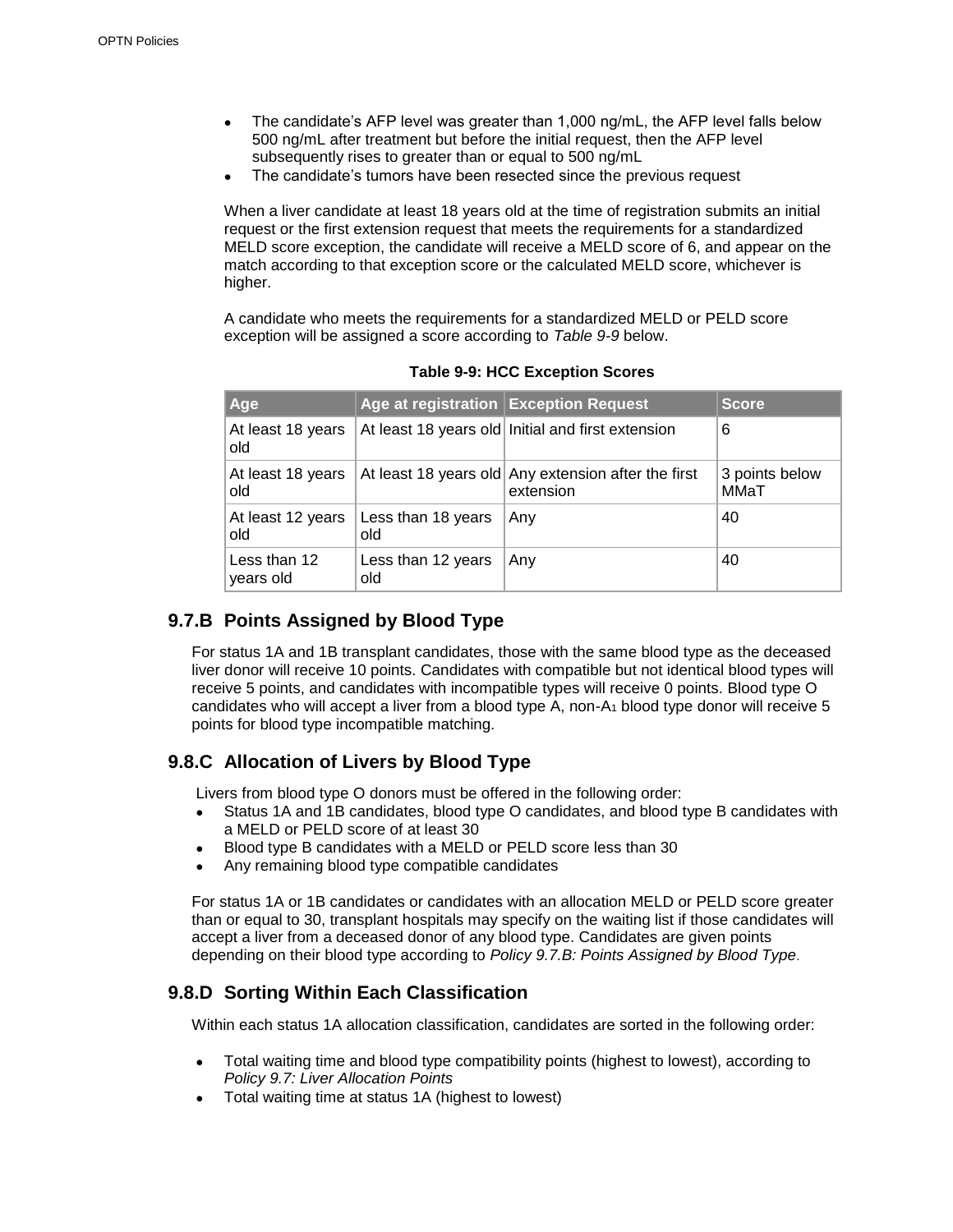- The candidate's AFP level was greater than 1,000 ng/mL, the AFP level falls below 500 ng/mL after treatment but before the initial request, then the AFP level subsequently rises to greater than or equal to 500 ng/mL
- The candidate's tumors have been resected since the previous request

When a liver candidate at least 18 years old at the time of registration submits an initial request or the first extension request that meets the requirements for a standardized MELD score exception, the candidate will receive a MELD score of 6, and appear on the match according to that exception score or the calculated MELD score, whichever is higher.

A candidate who meets the requirements for a standardized MELD or PELD score exception will be assigned a score according to *Table 9-9* below.

**Table 9-9: HCC Exception Scores**

| Age | Age at registration | Exception Request | Score |
|---|---|---|---|
| At least 18 years old | At least 18 years old | Initial and first extension | 6 |
| At least 18 years old | At least 18 years old | Any extension after the first extension | 3 points below MMaT |
| At least 12 years old | Less than 18 years old | Any | 40 |
| Less than 12 years old | Less than 12 years old | Any | 40 |

## 9.7.B Points Assigned by Blood Type

For status 1A and 1B transplant candidates, those with the same blood type as the deceased liver donor will receive 10 points. Candidates with compatible but not identical blood types will receive 5 points, and candidates with incompatible types will receive 0 points. Blood type O candidates who will accept a liver from a blood type A, non-$A_1$ blood type donor will receive 5 points for blood type incompatible matching.

## 9.8.C Allocation of Livers by Blood Type

Livers from blood type O donors must be offered in the following order:

- Status 1A and 1B candidates, blood type O candidates, and blood type B candidates with a MELD or PELD score of at least 30
- Blood type B candidates with a MELD or PELD score less than 30
- Any remaining blood type compatible candidates

For status 1A or 1B candidates or candidates with an allocation MELD or PELD score greater than or equal to 30, transplant hospitals may specify on the waiting list if those candidates will accept a liver from a deceased donor of any blood type. Candidates are given points depending on their blood type according to *Policy 9.7.B: Points Assigned by Blood Type*.

## 9.8.D Sorting Within Each Classification

Within each status 1A allocation classification, candidates are sorted in the following order:

- Total waiting time and blood type compatibility points (highest to lowest), according to *Policy 9.7: Liver Allocation Points*
- Total waiting time at status 1A (highest to lowest)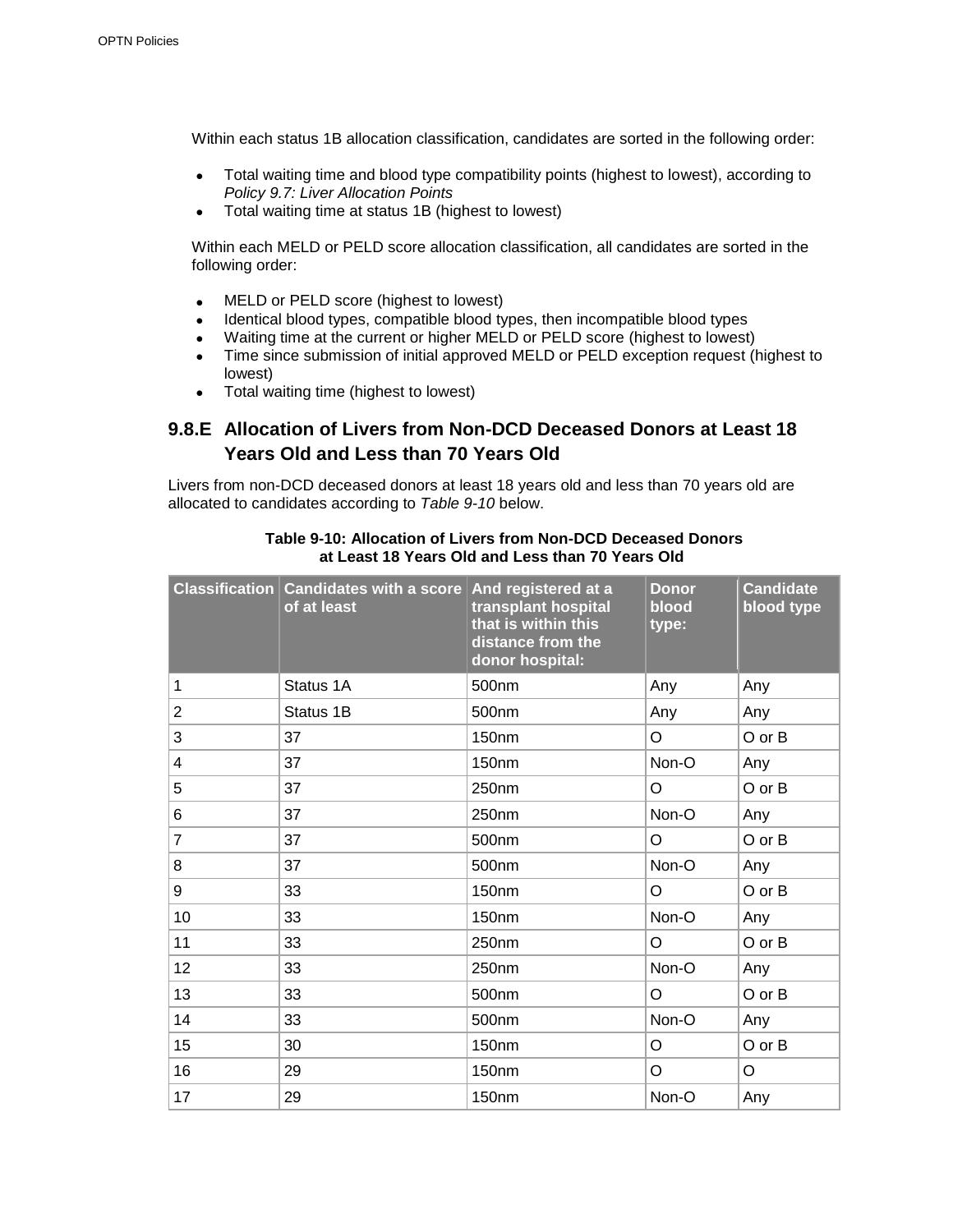Within each status 1B allocation classification, candidates are sorted in the following order:

- Total waiting time and blood type compatibility points (highest to lowest), according to *Policy 9.7: Liver Allocation Points*
- Total waiting time at status 1B (highest to lowest)

Within each MELD or PELD score allocation classification, all candidates are sorted in the following order:

- MELD or PELD score (highest to lowest)
- Identical blood types, compatible blood types, then incompatible blood types
- Waiting time at the current or higher MELD or PELD score (highest to lowest)
- Time since submission of initial approved MELD or PELD exception request (highest to lowest)
- Total waiting time (highest to lowest)

## 9.8.E Allocation of Livers from Non-DCD Deceased Donors at Least 18 Years Old and Less than 70 Years Old

Livers from non-DCD deceased donors at least 18 years old and less than 70 years old are allocated to candidates according to *Table 9-10* below.

**Table 9-10: Allocation of Livers from Non-DCD Deceased Donors at Least 18 Years Old and Less than 70 Years Old**

| Classification | Candidates with a score of at least | And registered at a transplant hospital that is within this distance from the donor hospital: | Donor blood type: | Candidate blood type |
|---|---|---|---|---|
| 1 | Status 1A | 500nm | Any | Any |
| 2 | Status 1B | 500nm | Any | Any |
| 3 | 37 | 150nm | O | O or B |
| 4 | 37 | 150nm | Non-O | Any |
| 5 | 37 | 250nm | O | O or B |
| 6 | 37 | 250nm | Non-O | Any |
| 7 | 37 | 500nm | O | O or B |
| 8 | 37 | 500nm | Non-O | Any |
| 9 | 33 | 150nm | O | O or B |
| 10 | 33 | 150nm | Non-O | Any |
| 11 | 33 | 250nm | O | O or B |
| 12 | 33 | 250nm | Non-O | Any |
| 13 | 33 | 500nm | O | O or B |
| 14 | 33 | 500nm | Non-O | Any |
| 15 | 30 | 150nm | O | O or B |
| 16 | 29 | 150nm | O | O |
| 17 | 29 | 150nm | Non-O | Any |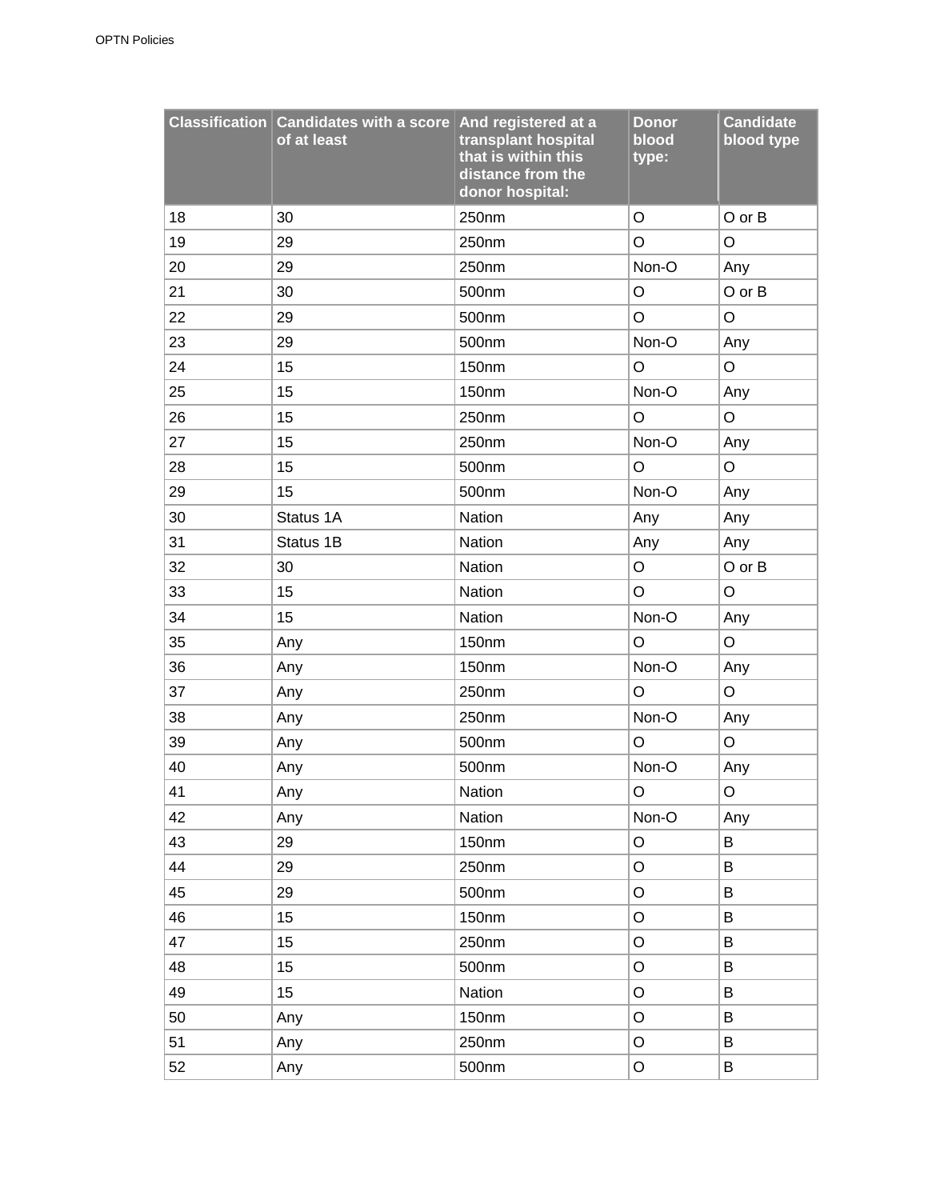| Classification | Candidates with a score of at least | And registered at a transplant hospital that is within this distance from the donor hospital: | Donor blood type: | Candidate blood type |
|---|---|---|---|---|
| 18 | 30 | 250nm | O | O or B |
| 19 | 29 | 250nm | O | O |
| 20 | 29 | 250nm | Non-O | Any |
| 21 | 30 | 500nm | O | O or B |
| 22 | 29 | 500nm | O | O |
| 23 | 29 | 500nm | Non-O | Any |
| 24 | 15 | 150nm | O | O |
| 25 | 15 | 150nm | Non-O | Any |
| 26 | 15 | 250nm | O | O |
| 27 | 15 | 250nm | Non-O | Any |
| 28 | 15 | 500nm | O | O |
| 29 | 15 | 500nm | Non-O | Any |
| 30 | Status 1A | Nation | Any | Any |
| 31 | Status 1B | Nation | Any | Any |
| 32 | 30 | Nation | O | O or B |
| 33 | 15 | Nation | O | O |
| 34 | 15 | Nation | Non-O | Any |
| 35 | Any | 150nm | O | O |
| 36 | Any | 150nm | Non-O | Any |
| 37 | Any | 250nm | O | O |
| 38 | Any | 250nm | Non-O | Any |
| 39 | Any | 500nm | O | O |
| 40 | Any | 500nm | Non-O | Any |
| 41 | Any | Nation | O | O |
| 42 | Any | Nation | Non-O | Any |
| 43 | 29 | 150nm | O | B |
| 44 | 29 | 250nm | O | B |
| 45 | 29 | 500nm | O | B |
| 46 | 15 | 150nm | O | B |
| 47 | 15 | 250nm | O | B |
| 48 | 15 | 500nm | O | B |
| 49 | 15 | Nation | O | B |
| 50 | Any | 150nm | O | B |
| 51 | Any | 250nm | O | B |
| 52 | Any | 500nm | O | B |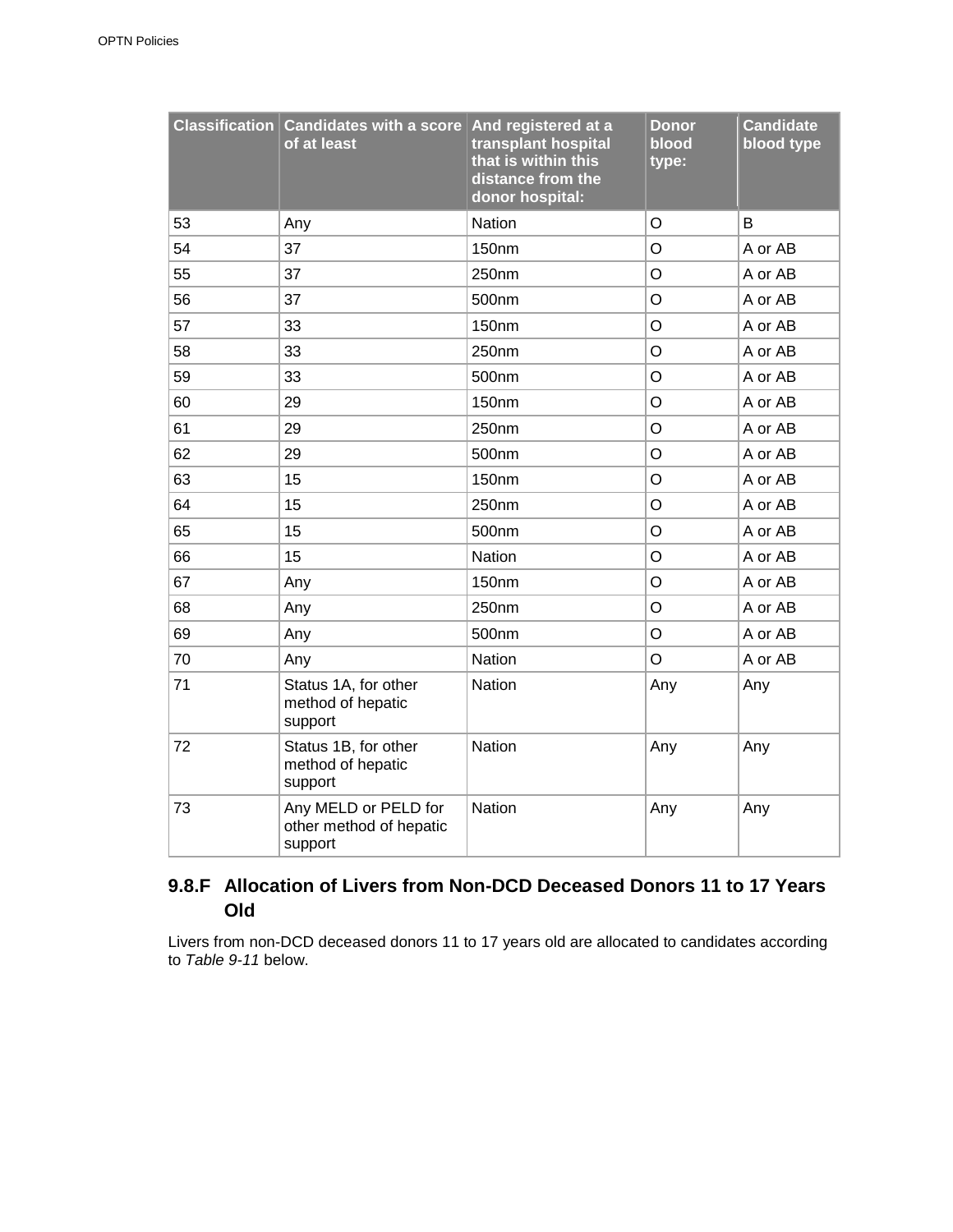| Classification | Candidates with a score of at least | And registered at a transplant hospital that is within this distance from the donor hospital: | Donor blood type: | Candidate blood type |
|---|---|---|---|---|
| 53 | Any | Nation | O | B |
| 54 | 37 | 150nm | O | A or AB |
| 55 | 37 | 250nm | O | A or AB |
| 56 | 37 | 500nm | O | A or AB |
| 57 | 33 | 150nm | O | A or AB |
| 58 | 33 | 250nm | O | A or AB |
| 59 | 33 | 500nm | O | A or AB |
| 60 | 29 | 150nm | O | A or AB |
| 61 | 29 | 250nm | O | A or AB |
| 62 | 29 | 500nm | O | A or AB |
| 63 | 15 | 150nm | O | A or AB |
| 64 | 15 | 250nm | O | A or AB |
| 65 | 15 | 500nm | O | A or AB |
| 66 | 15 | Nation | O | A or AB |
| 67 | Any | 150nm | O | A or AB |
| 68 | Any | 250nm | O | A or AB |
| 69 | Any | 500nm | O | A or AB |
| 70 | Any | Nation | O | A or AB |
| 71 | Status 1A, for other method of hepatic support | Nation | Any | Any |
| 72 | Status 1B, for other method of hepatic support | Nation | Any | Any |
| 73 | Any MELD or PELD for other method of hepatic support | Nation | Any | Any |

## 9.8.F Allocation of Livers from Non-DCD Deceased Donors 11 to 17 Years Old

Livers from non-DCD deceased donors 11 to 17 years old are allocated to candidates according to *Table 9-11* below.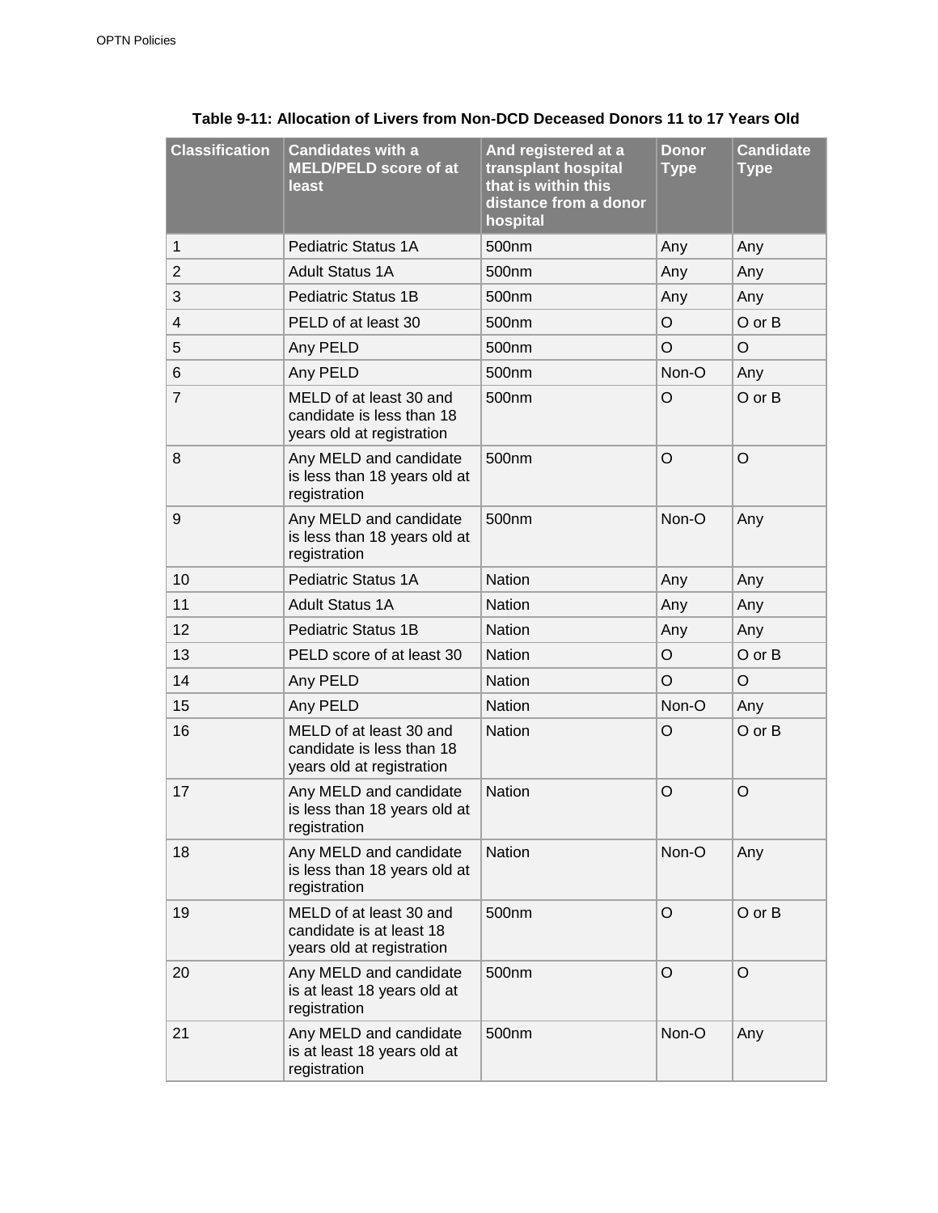**Table 9-11: Allocation of Livers from Non-DCD Deceased Donors 11 to 17 Years Old**

| Classification | Candidates with a MELD/PELD score of at least | And registered at a transplant hospital that is within this distance from a donor hospital | Donor Type | Candidate Type |
|---|---|---|---|---|
| 1 | Pediatric Status 1A | 500nm | Any | Any |
| 2 | Adult Status 1A | 500nm | Any | Any |
| 3 | Pediatric Status 1B | 500nm | Any | Any |
| 4 | PELD of at least 30 | 500nm | O | O or B |
| 5 | Any PELD | 500nm | O | O |
| 6 | Any PELD | 500nm | Non-O | Any |
| 7 | MELD of at least 30 and candidate is less than 18 years old at registration | 500nm | O | O or B |
| 8 | Any MELD and candidate is less than 18 years old at registration | 500nm | O | O |
| 9 | Any MELD and candidate is less than 18 years old at registration | 500nm | Non-O | Any |
| 10 | Pediatric Status 1A | Nation | Any | Any |
| 11 | Adult Status 1A | Nation | Any | Any |
| 12 | Pediatric Status 1B | Nation | Any | Any |
| 13 | PELD score of at least 30 | Nation | O | O or B |
| 14 | Any PELD | Nation | O | O |
| 15 | Any PELD | Nation | Non-O | Any |
| 16 | MELD of at least 30 and candidate is less than 18 years old at registration | Nation | O | O or B |
| 17 | Any MELD and candidate is less than 18 years old at registration | Nation | O | O |
| 18 | Any MELD and candidate is less than 18 years old at registration | Nation | Non-O | Any |
| 19 | MELD of at least 30 and candidate is at least 18 years old at registration | 500nm | O | O or B |
| 20 | Any MELD and candidate is at least 18 years old at registration | 500nm | O | O |
| 21 | Any MELD and candidate is at least 18 years old at registration | 500nm | Non-O | Any |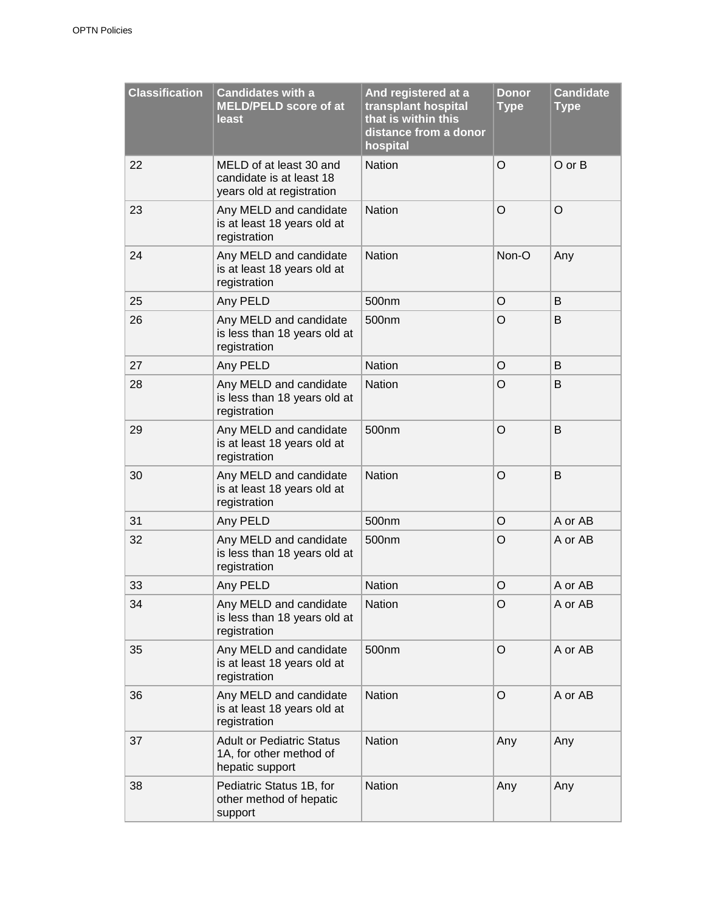| Classification | Candidates with a MELD/PELD score of at least | And registered at a transplant hospital that is within this distance from a donor hospital | Donor Type | Candidate Type |
|---|---|---|---|---|
| 22 | MELD of at least 30 and candidate is at least 18 years old at registration | Nation | O | O or B |
| 23 | Any MELD and candidate is at least 18 years old at registration | Nation | O | O |
| 24 | Any MELD and candidate is at least 18 years old at registration | Nation | Non-O | Any |
| 25 | Any PELD | 500nm | O | B |
| 26 | Any MELD and candidate is less than 18 years old at registration | 500nm | O | B |
| 27 | Any PELD | Nation | O | B |
| 28 | Any MELD and candidate is less than 18 years old at registration | Nation | O | B |
| 29 | Any MELD and candidate is at least 18 years old at registration | 500nm | O | B |
| 30 | Any MELD and candidate is at least 18 years old at registration | Nation | O | B |
| 31 | Any PELD | 500nm | O | A or AB |
| 32 | Any MELD and candidate is less than 18 years old at registration | 500nm | O | A or AB |
| 33 | Any PELD | Nation | O | A or AB |
| 34 | Any MELD and candidate is less than 18 years old at registration | Nation | O | A or AB |
| 35 | Any MELD and candidate is at least 18 years old at registration | 500nm | O | A or AB |
| 36 | Any MELD and candidate is at least 18 years old at registration | Nation | O | A or AB |
| 37 | Adult or Pediatric Status 1A, for other method of hepatic support | Nation | Any | Any |
| 38 | Pediatric Status 1B, for other method of hepatic support | Nation | Any | Any |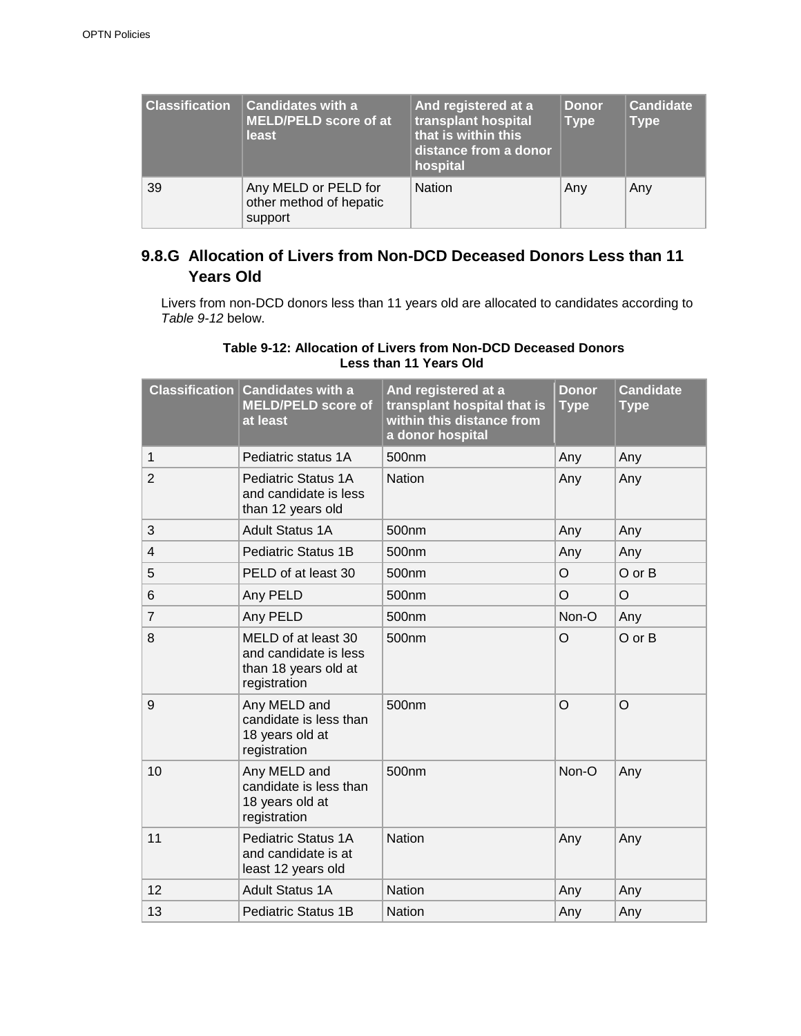| Classification | Candidates with a MELD/PELD score of at least | And registered at a transplant hospital that is within this distance from a donor hospital | Donor Type | Candidate Type |
|---|---|---|---|---|
| 39 | Any MELD or PELD for other method of hepatic support | Nation | Any | Any |

### 9.8.G Allocation of Livers from Non-DCD Deceased Donors Less than 11 Years Old

Livers from non-DCD donors less than 11 years old are allocated to candidates according to *Table 9-12* below.

**Table 9-12: Allocation of Livers from Non-DCD Deceased Donors Less than 11 Years Old**

| Classification | Candidates with a MELD/PELD score of at least | And registered at a transplant hospital that is within this distance from a donor hospital | Donor Type | Candidate Type |
|---|---|---|---|---|
| 1 | Pediatric status 1A | 500nm | Any | Any |
| 2 | Pediatric Status 1A and candidate is less than 12 years old | Nation | Any | Any |
| 3 | Adult Status 1A | 500nm | Any | Any |
| 4 | Pediatric Status 1B | 500nm | Any | Any |
| 5 | PELD of at least 30 | 500nm | O | O or B |
| 6 | Any PELD | 500nm | O | O |
| 7 | Any PELD | 500nm | Non-O | Any |
| 8 | MELD of at least 30 and candidate is less than 18 years old at registration | 500nm | O | O or B |
| 9 | Any MELD and candidate is less than 18 years old at registration | 500nm | O | O |
| 10 | Any MELD and candidate is less than 18 years old at registration | 500nm | Non-O | Any |
| 11 | Pediatric Status 1A and candidate is at least 12 years old | Nation | Any | Any |
| 12 | Adult Status 1A | Nation | Any | Any |
| 13 | Pediatric Status 1B | Nation | Any | Any |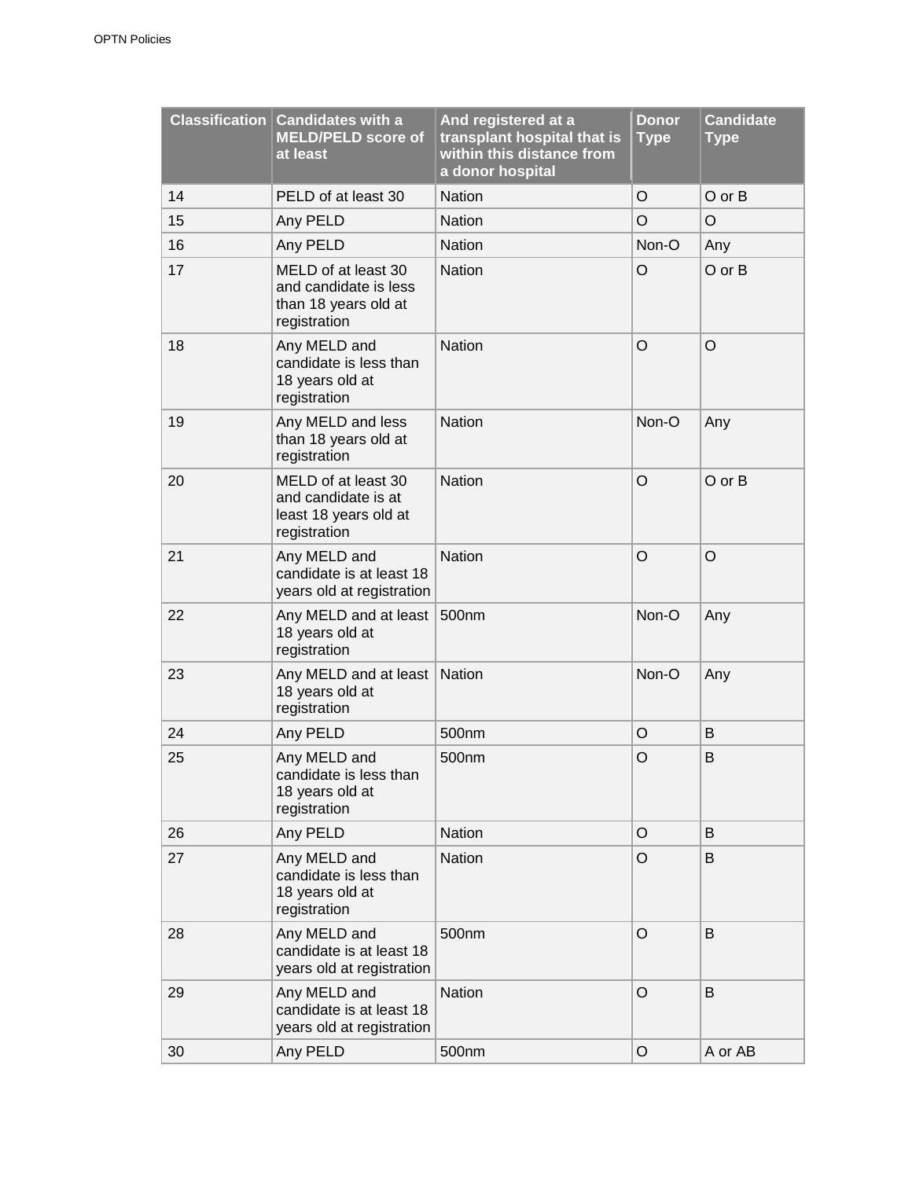| Classification | Candidates with a MELD/PELD score of at least | And registered at a transplant hospital that is within this distance from a donor hospital | Donor Type | Candidate Type |
|---|---|---|---|---|
| 14 | PELD of at least 30 | Nation | O | O or B |
| 15 | Any PELD | Nation | O | O |
| 16 | Any PELD | Nation | Non-O | Any |
| 17 | MELD of at least 30 and candidate is less than 18 years old at registration | Nation | O | O or B |
| 18 | Any MELD and candidate is less than 18 years old at registration | Nation | O | O |
| 19 | Any MELD and less than 18 years old at registration | Nation | Non-O | Any |
| 20 | MELD of at least 30 and candidate is at least 18 years old at registration | Nation | O | O or B |
| 21 | Any MELD and candidate is at least 18 years old at registration | Nation | O | O |
| 22 | Any MELD and at least 18 years old at registration | 500nm | Non-O | Any |
| 23 | Any MELD and at least 18 years old at registration | Nation | Non-O | Any |
| 24 | Any PELD | 500nm | O | B |
| 25 | Any MELD and candidate is less than 18 years old at registration | 500nm | O | B |
| 26 | Any PELD | Nation | O | B |
| 27 | Any MELD and candidate is less than 18 years old at registration | Nation | O | B |
| 28 | Any MELD and candidate is at least 18 years old at registration | 500nm | O | B |
| 29 | Any MELD and candidate is at least 18 years old at registration | Nation | O | B |
| 30 | Any PELD | 500nm | O | A or AB |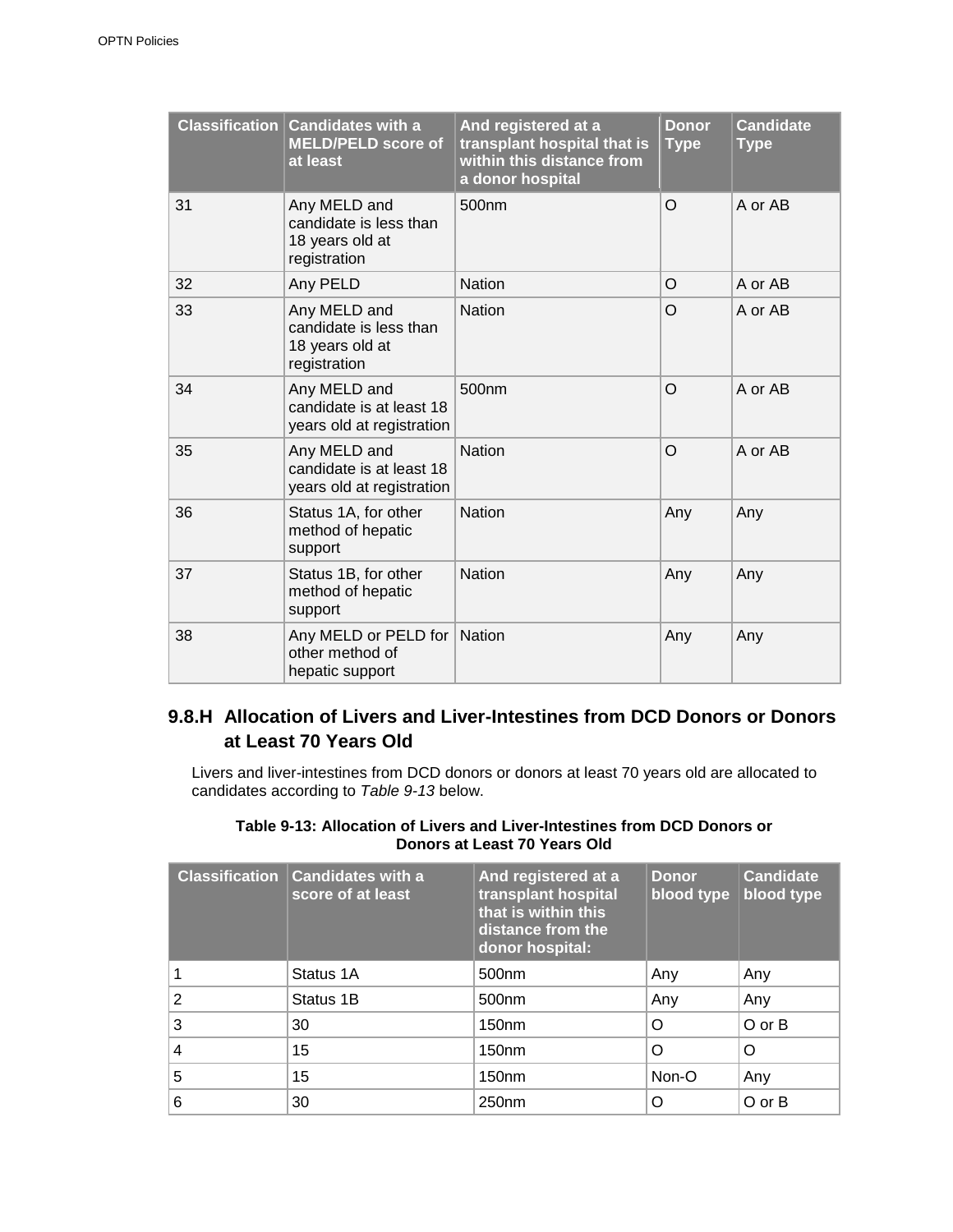| Classification | Candidates with a MELD/PELD score of at least | And registered at a transplant hospital that is within this distance from a donor hospital | Donor Type | Candidate Type |
|---|---|---|---|---|
| 31 | Any MELD and candidate is less than 18 years old at registration | 500nm | O | A or AB |
| 32 | Any PELD | Nation | O | A or AB |
| 33 | Any MELD and candidate is less than 18 years old at registration | Nation | O | A or AB |
| 34 | Any MELD and candidate is at least 18 years old at registration | 500nm | O | A or AB |
| 35 | Any MELD and candidate is at least 18 years old at registration | Nation | O | A or AB |
| 36 | Status 1A, for other method of hepatic support | Nation | Any | Any |
| 37 | Status 1B, for other method of hepatic support | Nation | Any | Any |
| 38 | Any MELD or PELD for other method of hepatic support | Nation | Any | Any |

## 9.8.H Allocation of Livers and Liver-Intestines from DCD Donors or Donors at Least 70 Years Old

Livers and liver-intestines from DCD donors or donors at least 70 years old are allocated to candidates according to *Table 9-13* below.

**Table 9-13: Allocation of Livers and Liver-Intestines from DCD Donors or Donors at Least 70 Years Old**

| Classification | Candidates with a score of at least | And registered at a transplant hospital that is within this distance from the donor hospital: | Donor blood type | Candidate blood type |
|---|---|---|---|---|
| 1 | Status 1A | 500nm | Any | Any |
| 2 | Status 1B | 500nm | Any | Any |
| 3 | 30 | 150nm | O | O or B |
| 4 | 15 | 150nm | O | O |
| 5 | 15 | 150nm | Non-O | Any |
| 6 | 30 | 250nm | O | O or B |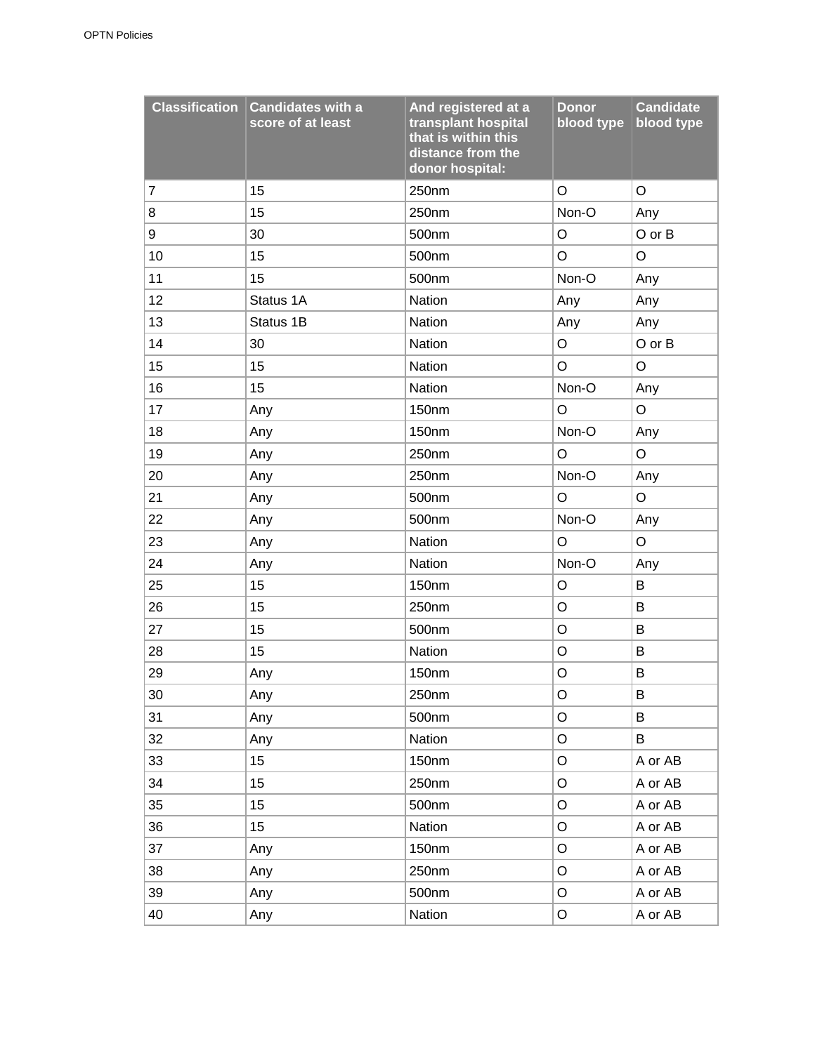| Classification | Candidates with a score of at least | And registered at a transplant hospital that is within this distance from the donor hospital: | Donor blood type | Candidate blood type |
|---|---|---|---|---|
| 7 | 15 | 250nm | O | O |
| 8 | 15 | 250nm | Non-O | Any |
| 9 | 30 | 500nm | O | O or B |
| 10 | 15 | 500nm | O | O |
| 11 | 15 | 500nm | Non-O | Any |
| 12 | Status 1A | Nation | Any | Any |
| 13 | Status 1B | Nation | Any | Any |
| 14 | 30 | Nation | O | O or B |
| 15 | 15 | Nation | O | O |
| 16 | 15 | Nation | Non-O | Any |
| 17 | Any | 150nm | O | O |
| 18 | Any | 150nm | Non-O | Any |
| 19 | Any | 250nm | O | O |
| 20 | Any | 250nm | Non-O | Any |
| 21 | Any | 500nm | O | O |
| 22 | Any | 500nm | Non-O | Any |
| 23 | Any | Nation | O | O |
| 24 | Any | Nation | Non-O | Any |
| 25 | 15 | 150nm | O | B |
| 26 | 15 | 250nm | O | B |
| 27 | 15 | 500nm | O | B |
| 28 | 15 | Nation | O | B |
| 29 | Any | 150nm | O | B |
| 30 | Any | 250nm | O | B |
| 31 | Any | 500nm | O | B |
| 32 | Any | Nation | O | B |
| 33 | 15 | 150nm | O | A or AB |
| 34 | 15 | 250nm | O | A or AB |
| 35 | 15 | 500nm | O | A or AB |
| 36 | 15 | Nation | O | A or AB |
| 37 | Any | 150nm | O | A or AB |
| 38 | Any | 250nm | O | A or AB |
| 39 | Any | 500nm | O | A or AB |
| 40 | Any | Nation | O | A or AB |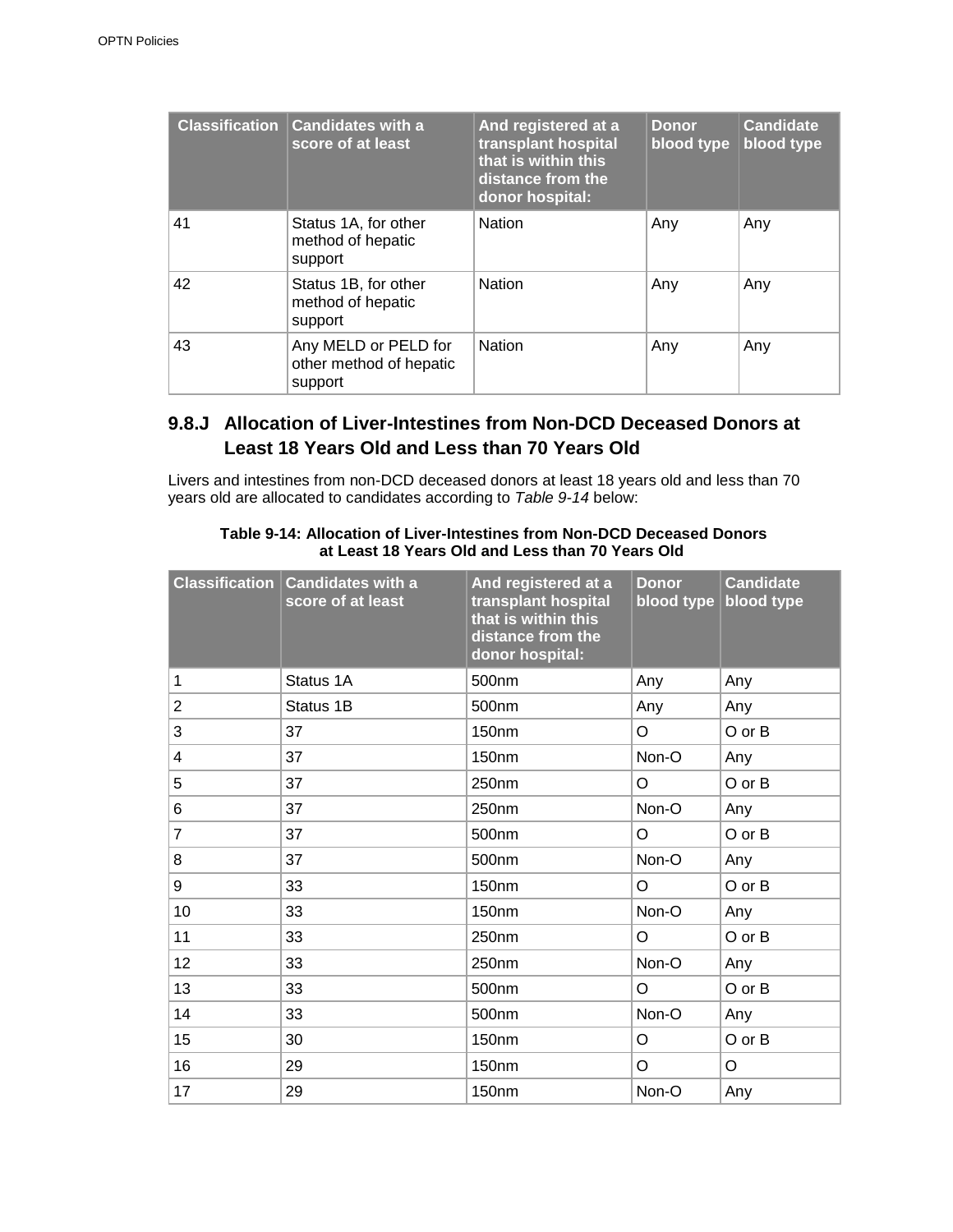| Classification | Candidates with a score of at least | And registered at a transplant hospital that is within this distance from the donor hospital: | Donor blood type | Candidate blood type |
|---|---|---|---|---|
| 41 | Status 1A, for other method of hepatic support | Nation | Any | Any |
| 42 | Status 1B, for other method of hepatic support | Nation | Any | Any |
| 43 | Any MELD or PELD for other method of hepatic support | Nation | Any | Any |

### 9.8.J Allocation of Liver-Intestines from Non-DCD Deceased Donors at Least 18 Years Old and Less than 70 Years Old

Livers and intestines from non-DCD deceased donors at least 18 years old and less than 70 years old are allocated to candidates according to *Table 9-14* below:

**Table 9-14: Allocation of Liver-Intestines from Non-DCD Deceased Donors at Least 18 Years Old and Less than 70 Years Old**

| Classification | Candidates with a score of at least | And registered at a transplant hospital that is within this distance from the donor hospital: | Donor blood type | Candidate blood type |
|---|---|---|---|---|
| 1 | Status 1A | 500nm | Any | Any |
| 2 | Status 1B | 500nm | Any | Any |
| 3 | 37 | 150nm | O | O or B |
| 4 | 37 | 150nm | Non-O | Any |
| 5 | 37 | 250nm | O | O or B |
| 6 | 37 | 250nm | Non-O | Any |
| 7 | 37 | 500nm | O | O or B |
| 8 | 37 | 500nm | Non-O | Any |
| 9 | 33 | 150nm | O | O or B |
| 10 | 33 | 150nm | Non-O | Any |
| 11 | 33 | 250nm | O | O or B |
| 12 | 33 | 250nm | Non-O | Any |
| 13 | 33 | 500nm | O | O or B |
| 14 | 33 | 500nm | Non-O | Any |
| 15 | 30 | 150nm | O | O or B |
| 16 | 29 | 150nm | O | O |
| 17 | 29 | 150nm | Non-O | Any |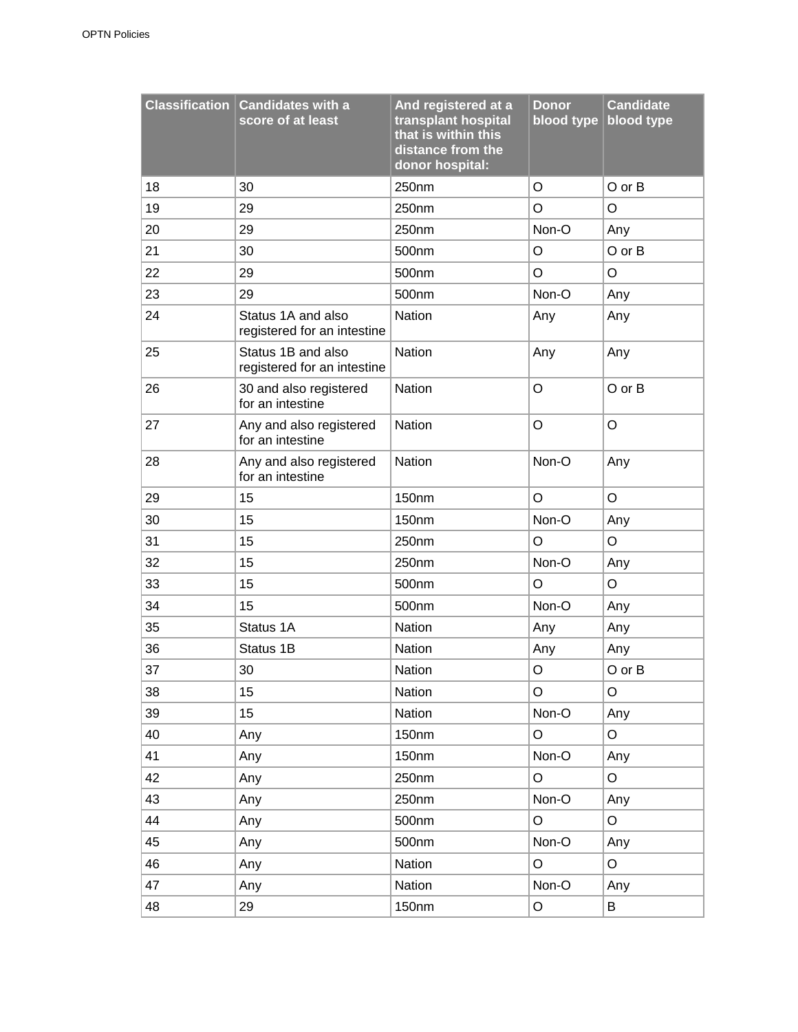| Classification | Candidates with a score of at least | And registered at a transplant hospital that is within this distance from the donor hospital: | Donor blood type | Candidate blood type |
|---|---|---|---|---|
| 18 | 30 | 250nm | O | O or B |
| 19 | 29 | 250nm | O | O |
| 20 | 29 | 250nm | Non-O | Any |
| 21 | 30 | 500nm | O | O or B |
| 22 | 29 | 500nm | O | O |
| 23 | 29 | 500nm | Non-O | Any |
| 24 | Status 1A and also registered for an intestine | Nation | Any | Any |
| 25 | Status 1B and also registered for an intestine | Nation | Any | Any |
| 26 | 30 and also registered for an intestine | Nation | O | O or B |
| 27 | Any and also registered for an intestine | Nation | O | O |
| 28 | Any and also registered for an intestine | Nation | Non-O | Any |
| 29 | 15 | 150nm | O | O |
| 30 | 15 | 150nm | Non-O | Any |
| 31 | 15 | 250nm | O | O |
| 32 | 15 | 250nm | Non-O | Any |
| 33 | 15 | 500nm | O | O |
| 34 | 15 | 500nm | Non-O | Any |
| 35 | Status 1A | Nation | Any | Any |
| 36 | Status 1B | Nation | Any | Any |
| 37 | 30 | Nation | O | O or B |
| 38 | 15 | Nation | O | O |
| 39 | 15 | Nation | Non-O | Any |
| 40 | Any | 150nm | O | O |
| 41 | Any | 150nm | Non-O | Any |
| 42 | Any | 250nm | O | O |
| 43 | Any | 250nm | Non-O | Any |
| 44 | Any | 500nm | O | O |
| 45 | Any | 500nm | Non-O | Any |
| 46 | Any | Nation | O | O |
| 47 | Any | Nation | Non-O | Any |
| 48 | 29 | 150nm | O | B |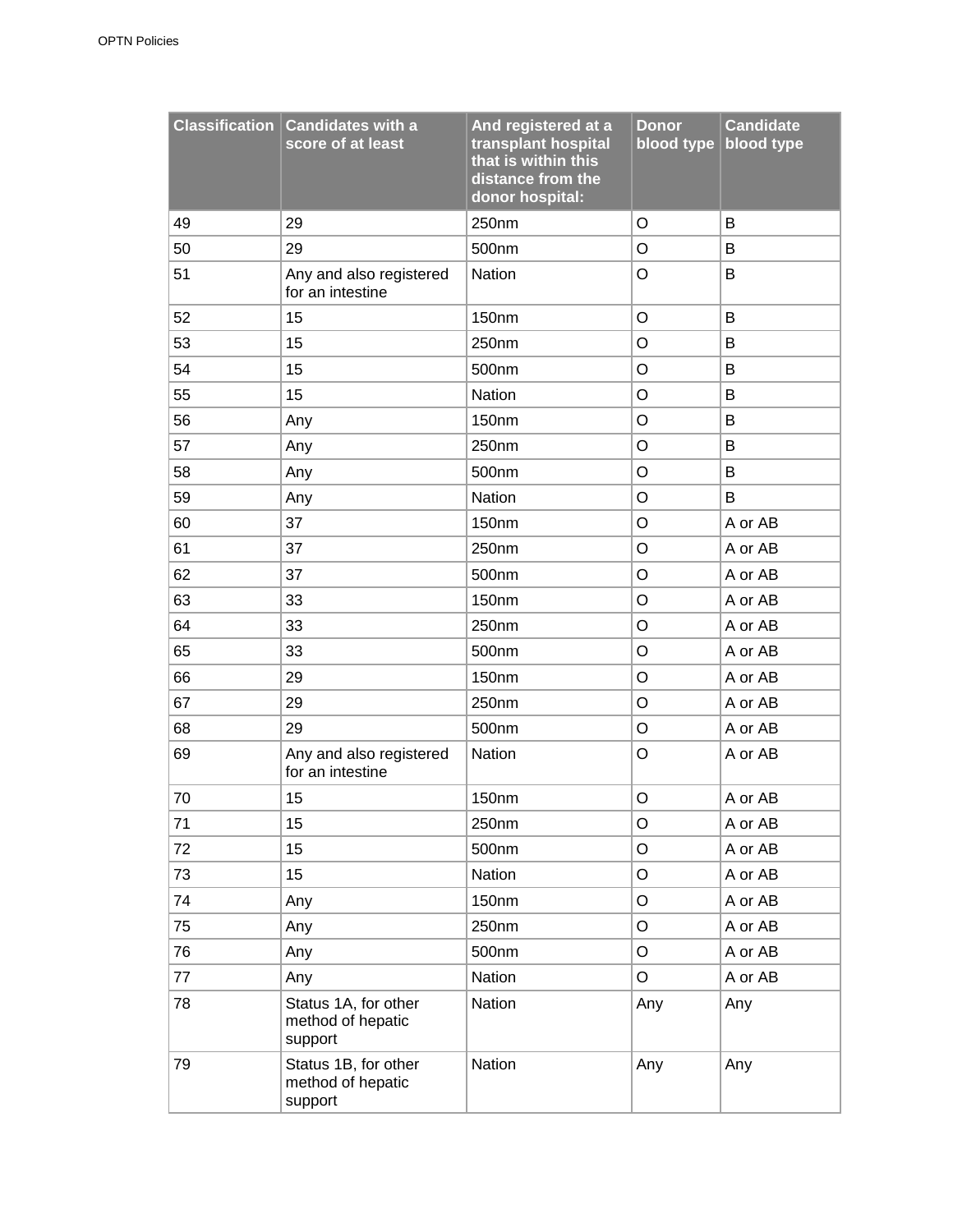| Classification | Candidates with a score of at least | And registered at a transplant hospital that is within this distance from the donor hospital: | Donor blood type | Candidate blood type |
|---|---|---|---|---|
| 49 | 29 | 250nm | O | B |
| 50 | 29 | 500nm | O | B |
| 51 | Any and also registered for an intestine | Nation | O | B |
| 52 | 15 | 150nm | O | B |
| 53 | 15 | 250nm | O | B |
| 54 | 15 | 500nm | O | B |
| 55 | 15 | Nation | O | B |
| 56 | Any | 150nm | O | B |
| 57 | Any | 250nm | O | B |
| 58 | Any | 500nm | O | B |
| 59 | Any | Nation | O | B |
| 60 | 37 | 150nm | O | A or AB |
| 61 | 37 | 250nm | O | A or AB |
| 62 | 37 | 500nm | O | A or AB |
| 63 | 33 | 150nm | O | A or AB |
| 64 | 33 | 250nm | O | A or AB |
| 65 | 33 | 500nm | O | A or AB |
| 66 | 29 | 150nm | O | A or AB |
| 67 | 29 | 250nm | O | A or AB |
| 68 | 29 | 500nm | O | A or AB |
| 69 | Any and also registered for an intestine | Nation | O | A or AB |
| 70 | 15 | 150nm | O | A or AB |
| 71 | 15 | 250nm | O | A or AB |
| 72 | 15 | 500nm | O | A or AB |
| 73 | 15 | Nation | O | A or AB |
| 74 | Any | 150nm | O | A or AB |
| 75 | Any | 250nm | O | A or AB |
| 76 | Any | 500nm | O | A or AB |
| 77 | Any | Nation | O | A or AB |
| 78 | Status 1A, for other method of hepatic support | Nation | Any | Any |
| 79 | Status 1B, for other method of hepatic support | Nation | Any | Any |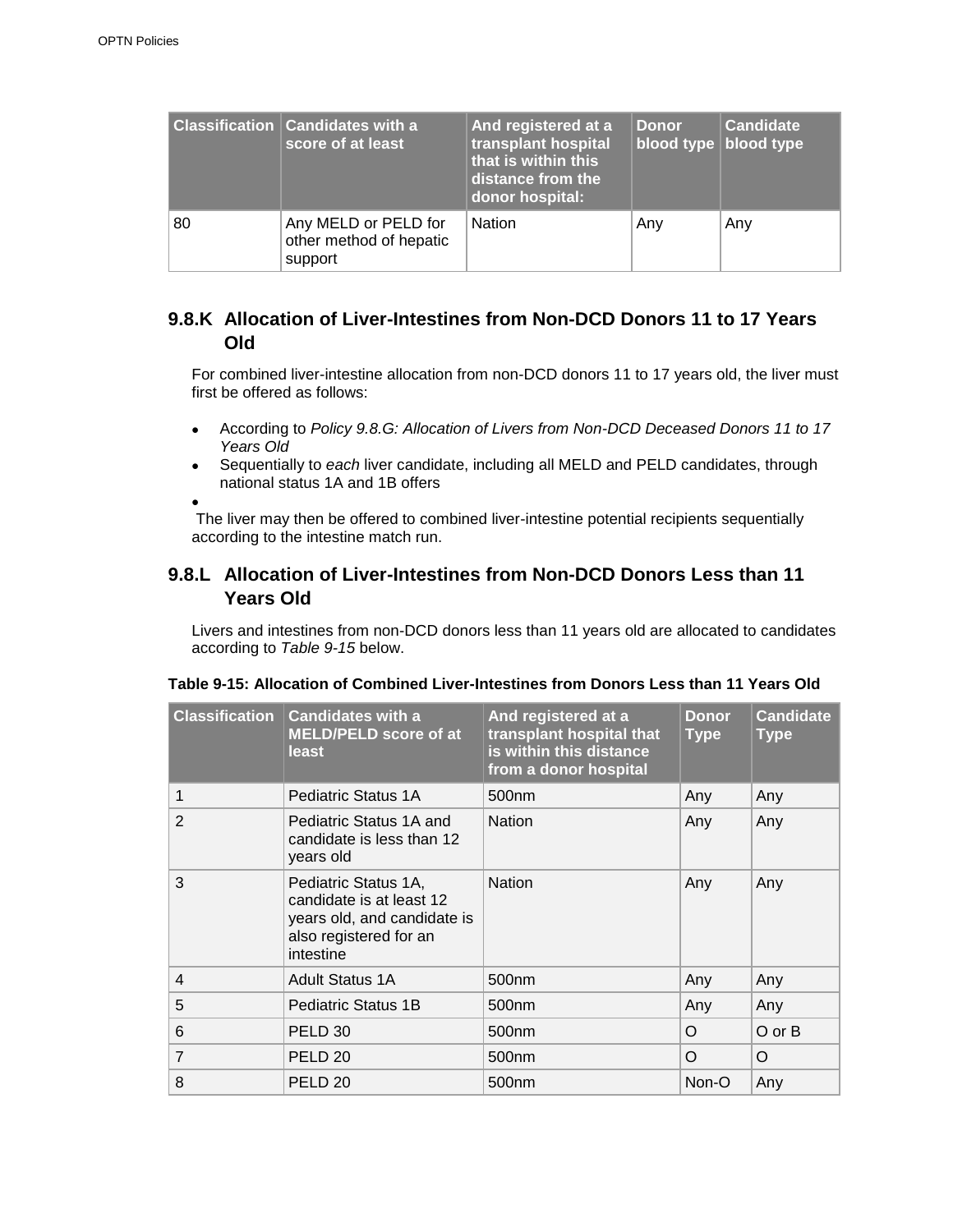| Classification | Candidates with a score of at least | And registered at a transplant hospital that is within this distance from the donor hospital: | Donor blood type | Candidate blood type |
|---|---|---|---|---|
| 80 | Any MELD or PELD for other method of hepatic support | Nation | Any | Any |

## 9.8.K Allocation of Liver-Intestines from Non-DCD Donors 11 to 17 Years Old

For combined liver-intestine allocation from non-DCD donors 11 to 17 years old, the liver must first be offered as follows:

- According to *Policy 9.8.G: Allocation of Livers from Non-DCD Deceased Donors 11 to 17 Years Old*
- Sequentially to *each* liver candidate, including all MELD and PELD candidates, through national status 1A and 1B offers
- 

The liver may then be offered to combined liver-intestine potential recipients sequentially according to the intestine match run.

## 9.8.L Allocation of Liver-Intestines from Non-DCD Donors Less than 11 Years Old

Livers and intestines from non-DCD donors less than 11 years old are allocated to candidates according to *Table 9-15* below.

**Table 9-15: Allocation of Combined Liver-Intestines from Donors Less than 11 Years Old**

| Classification | Candidates with a MELD/PELD score of at least | And registered at a transplant hospital that is within this distance from a donor hospital | Donor Type | Candidate Type |
|---|---|---|---|---|
| 1 | Pediatric Status 1A | 500nm | Any | Any |
| 2 | Pediatric Status 1A and candidate is less than 12 years old | Nation | Any | Any |
| 3 | Pediatric Status 1A, candidate is at least 12 years old, and candidate is also registered for an intestine | Nation | Any | Any |
| 4 | Adult Status 1A | 500nm | Any | Any |
| 5 | Pediatric Status 1B | 500nm | Any | Any |
| 6 | PELD 30 | 500nm | O | O or B |
| 7 | PELD 20 | 500nm | O | O |
| 8 | PELD 20 | 500nm | Non-O | Any |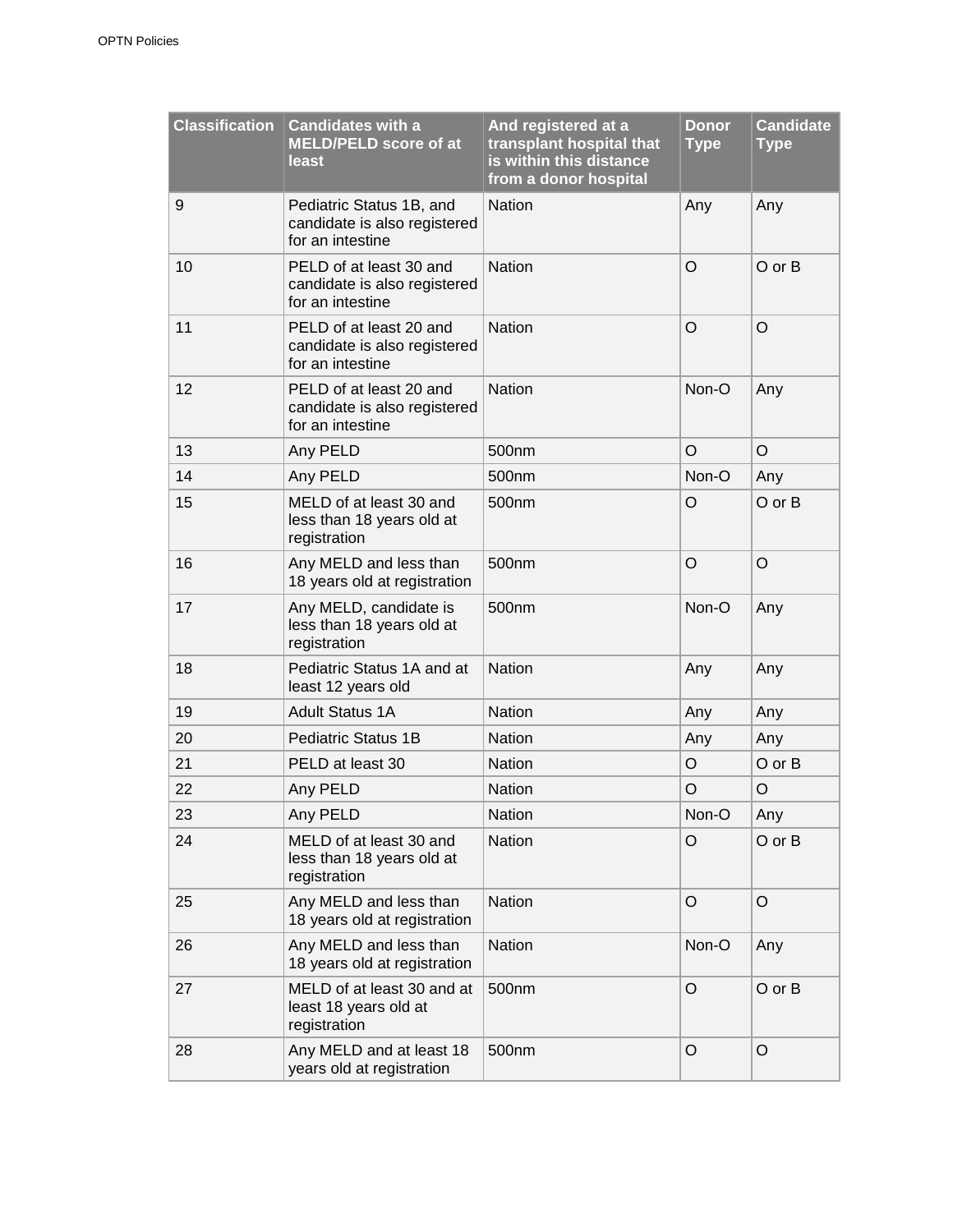| Classification | Candidates with a MELD/PELD score of at least | And registered at a transplant hospital that is within this distance from a donor hospital | Donor Type | Candidate Type |
|---|---|---|---|---|
| 9 | Pediatric Status 1B, and candidate is also registered for an intestine | Nation | Any | Any |
| 10 | PELD of at least 30 and candidate is also registered for an intestine | Nation | O | O or B |
| 11 | PELD of at least 20 and candidate is also registered for an intestine | Nation | O | O |
| 12 | PELD of at least 20 and candidate is also registered for an intestine | Nation | Non-O | Any |
| 13 | Any PELD | 500nm | O | O |
| 14 | Any PELD | 500nm | Non-O | Any |
| 15 | MELD of at least 30 and less than 18 years old at registration | 500nm | O | O or B |
| 16 | Any MELD and less than 18 years old at registration | 500nm | O | O |
| 17 | Any MELD, candidate is less than 18 years old at registration | 500nm | Non-O | Any |
| 18 | Pediatric Status 1A and at least 12 years old | Nation | Any | Any |
| 19 | Adult Status 1A | Nation | Any | Any |
| 20 | Pediatric Status 1B | Nation | Any | Any |
| 21 | PELD at least 30 | Nation | O | O or B |
| 22 | Any PELD | Nation | O | O |
| 23 | Any PELD | Nation | Non-O | Any |
| 24 | MELD of at least 30 and less than 18 years old at registration | Nation | O | O or B |
| 25 | Any MELD and less than 18 years old at registration | Nation | O | O |
| 26 | Any MELD and less than 18 years old at registration | Nation | Non-O | Any |
| 27 | MELD of at least 30 and at least 18 years old at registration | 500nm | O | O or B |
| 28 | Any MELD and at least 18 years old at registration | 500nm | O | O |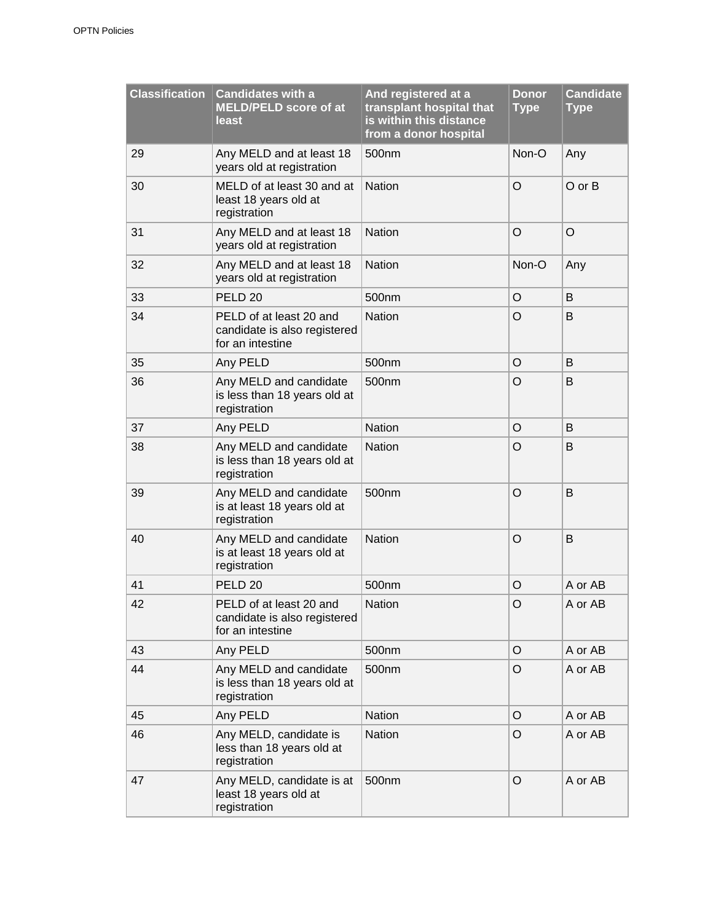| Classification | Candidates with a MELD/PELD score of at least | And registered at a transplant hospital that is within this distance from a donor hospital | Donor Type | Candidate Type |
|---|---|---|---|---|
| 29 | Any MELD and at least 18 years old at registration | 500nm | Non-O | Any |
| 30 | MELD of at least 30 and at least 18 years old at registration | Nation | O | O or B |
| 31 | Any MELD and at least 18 years old at registration | Nation | O | O |
| 32 | Any MELD and at least 18 years old at registration | Nation | Non-O | Any |
| 33 | PELD 20 | 500nm | O | B |
| 34 | PELD of at least 20 and candidate is also registered for an intestine | Nation | O | B |
| 35 | Any PELD | 500nm | O | B |
| 36 | Any MELD and candidate is less than 18 years old at registration | 500nm | O | B |
| 37 | Any PELD | Nation | O | B |
| 38 | Any MELD and candidate is less than 18 years old at registration | Nation | O | B |
| 39 | Any MELD and candidate is at least 18 years old at registration | 500nm | O | B |
| 40 | Any MELD and candidate is at least 18 years old at registration | Nation | O | B |
| 41 | PELD 20 | 500nm | O | A or AB |
| 42 | PELD of at least 20 and candidate is also registered for an intestine | Nation | O | A or AB |
| 43 | Any PELD | 500nm | O | A or AB |
| 44 | Any MELD and candidate is less than 18 years old at registration | 500nm | O | A or AB |
| 45 | Any PELD | Nation | O | A or AB |
| 46 | Any MELD, candidate is less than 18 years old at registration | Nation | O | A or AB |
| 47 | Any MELD, candidate is at least 18 years old at registration | 500nm | O | A or AB |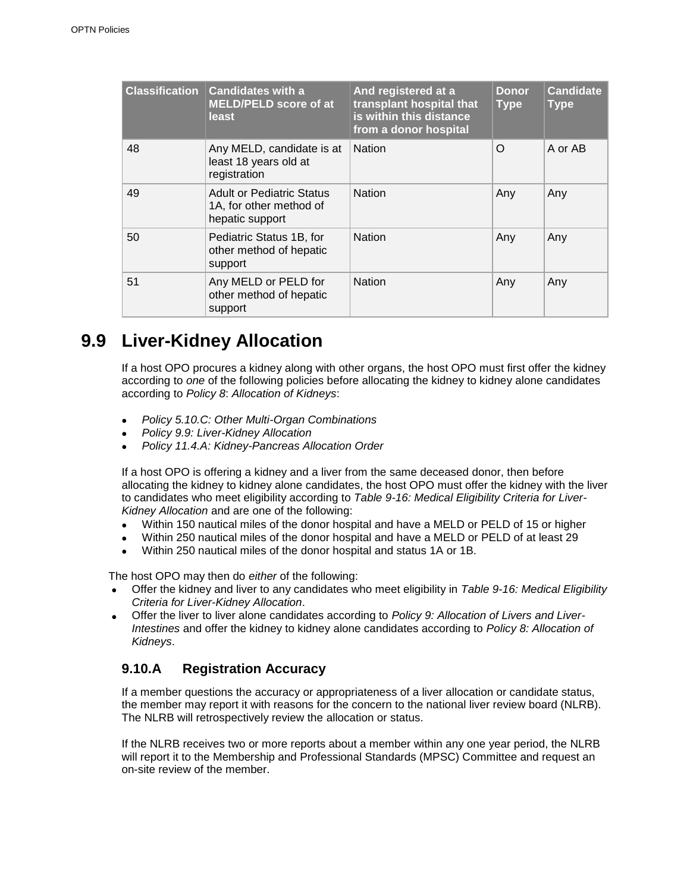| Classification | Candidates with a MELD/PELD score of at least | And registered at a transplant hospital that is within this distance from a donor hospital | Donor Type | Candidate Type |
|---|---|---|---|---|
| 48 | Any MELD, candidate is at least 18 years old at registration | Nation | O | A or AB |
| 49 | Adult or Pediatric Status 1A, for other method of hepatic support | Nation | Any | Any |
| 50 | Pediatric Status 1B, for other method of hepatic support | Nation | Any | Any |
| 51 | Any MELD or PELD for other method of hepatic support | Nation | Any | Any |

# 9.9 Liver-Kidney Allocation

If a host OPO procures a kidney along with other organs, the host OPO must first offer the kidney according to *one* of the following policies before allocating the kidney to kidney alone candidates according to *Policy 8*: *Allocation of Kidneys*:

- *Policy 5.10.C: Other Multi-Organ Combinations*
- *Policy 9.9: Liver-Kidney Allocation*
- *Policy 11.4.A: Kidney-Pancreas Allocation Order*

If a host OPO is offering a kidney and a liver from the same deceased donor, then before allocating the kidney to kidney alone candidates, the host OPO must offer the kidney with the liver to candidates who meet eligibility according to *Table 9-16: Medical Eligibility Criteria for Liver-Kidney Allocation* and are one of the following:

- Within 150 nautical miles of the donor hospital and have a MELD or PELD of 15 or higher
- Within 250 nautical miles of the donor hospital and have a MELD or PELD of at least 29
- Within 250 nautical miles of the donor hospital and status 1A or 1B.

The host OPO may then do *either* of the following:

- Offer the kidney and liver to any candidates who meet eligibility in *Table 9-16: Medical Eligibility Criteria for Liver-Kidney Allocation*.
- Offer the liver to liver alone candidates according to *Policy 9: Allocation of Livers and Liver-Intestines* and offer the kidney to kidney alone candidates according to *Policy 8: Allocation of Kidneys*.

## 9.10.A Registration Accuracy

If a member questions the accuracy or appropriateness of a liver allocation or candidate status, the member may report it with reasons for the concern to the national liver review board (NLRB). The NLRB will retrospectively review the allocation or status.

If the NLRB receives two or more reports about a member within any one year period, the NLRB will report it to the Membership and Professional Standards (MPSC) Committee and request an on-site review of the member.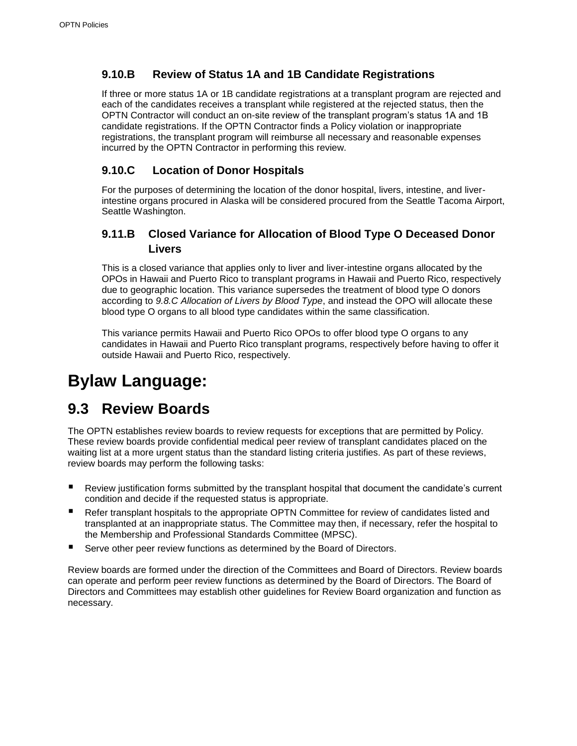### 9.10.B Review of Status 1A and 1B Candidate Registrations

If three or more status 1A or 1B candidate registrations at a transplant program are rejected and each of the candidates receives a transplant while registered at the rejected status, then the OPTN Contractor will conduct an on-site review of the transplant program's status 1A and 1B candidate registrations. If the OPTN Contractor finds a Policy violation or inappropriate registrations, the transplant program will reimburse all necessary and reasonable expenses incurred by the OPTN Contractor in performing this review.

### 9.10.C Location of Donor Hospitals

For the purposes of determining the location of the donor hospital, livers, intestine, and liver-intestine organs procured in Alaska will be considered procured from the Seattle Tacoma Airport, Seattle Washington.

### 9.11.B Closed Variance for Allocation of Blood Type O Deceased Donor Livers

This is a closed variance that applies only to liver and liver-intestine organs allocated by the OPOs in Hawaii and Puerto Rico to transplant programs in Hawaii and Puerto Rico, respectively due to geographic location. This variance supersedes the treatment of blood type O donors according to *9.8.C Allocation of Livers by Blood Type*, and instead the OPO will allocate these blood type O organs to all blood type candidates within the same classification.

This variance permits Hawaii and Puerto Rico OPOs to offer blood type O organs to any candidates in Hawaii and Puerto Rico transplant programs, respectively before having to offer it outside Hawaii and Puerto Rico, respectively.

# Bylaw Language:

# 9.3 Review Boards

The OPTN establishes review boards to review requests for exceptions that are permitted by Policy. These review boards provide confidential medical peer review of transplant candidates placed on the waiting list at a more urgent status than the standard listing criteria justifies. As part of these reviews, review boards may perform the following tasks:

- Review justification forms submitted by the transplant hospital that document the candidate's current condition and decide if the requested status is appropriate.
- Refer transplant hospitals to the appropriate OPTN Committee for review of candidates listed and transplanted at an inappropriate status. The Committee may then, if necessary, refer the hospital to the Membership and Professional Standards Committee (MPSC).
- Serve other peer review functions as determined by the Board of Directors.

Review boards are formed under the direction of the Committees and Board of Directors. Review boards can operate and perform peer review functions as determined by the Board of Directors. The Board of Directors and Committees may establish other guidelines for Review Board organization and function as necessary.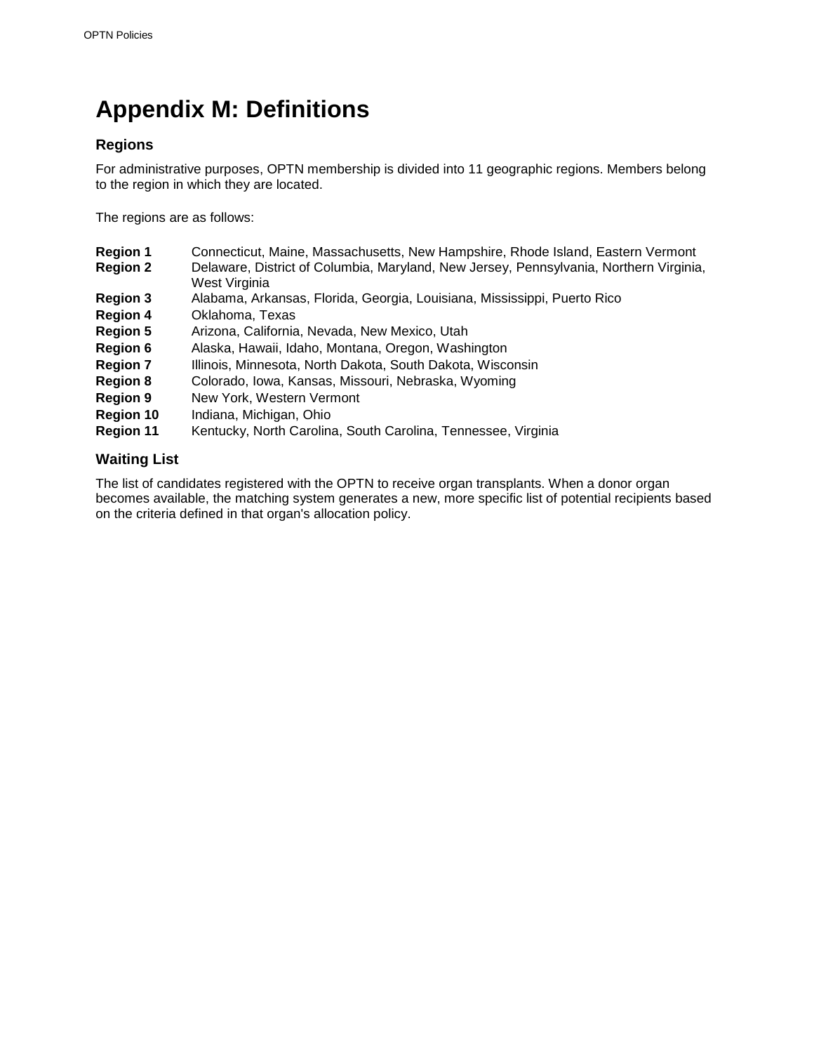# Appendix M: Definitions

## Regions

For administrative purposes, OPTN membership is divided into 11 geographic regions. Members belong to the region in which they are located.

The regions are as follows:

| | |
|---|---|
| **Region 1** | Connecticut, Maine, Massachusetts, New Hampshire, Rhode Island, Eastern Vermont |
| **Region 2** | Delaware, District of Columbia, Maryland, New Jersey, Pennsylvania, Northern Virginia, West Virginia |
| **Region 3** | Alabama, Arkansas, Florida, Georgia, Louisiana, Mississippi, Puerto Rico |
| **Region 4** | Oklahoma, Texas |
| **Region 5** | Arizona, California, Nevada, New Mexico, Utah |
| **Region 6** | Alaska, Hawaii, Idaho, Montana, Oregon, Washington |
| **Region 7** | Illinois, Minnesota, North Dakota, South Dakota, Wisconsin |
| **Region 8** | Colorado, Iowa, Kansas, Missouri, Nebraska, Wyoming |
| **Region 9** | New York, Western Vermont |
| **Region 10** | Indiana, Michigan, Ohio |
| **Region 11** | Kentucky, North Carolina, South Carolina, Tennessee, Virginia |

## Waiting List

The list of candidates registered with the OPTN to receive organ transplants. When a donor organ becomes available, the matching system generates a new, more specific list of potential recipients based on the criteria defined in that organ's allocation policy.